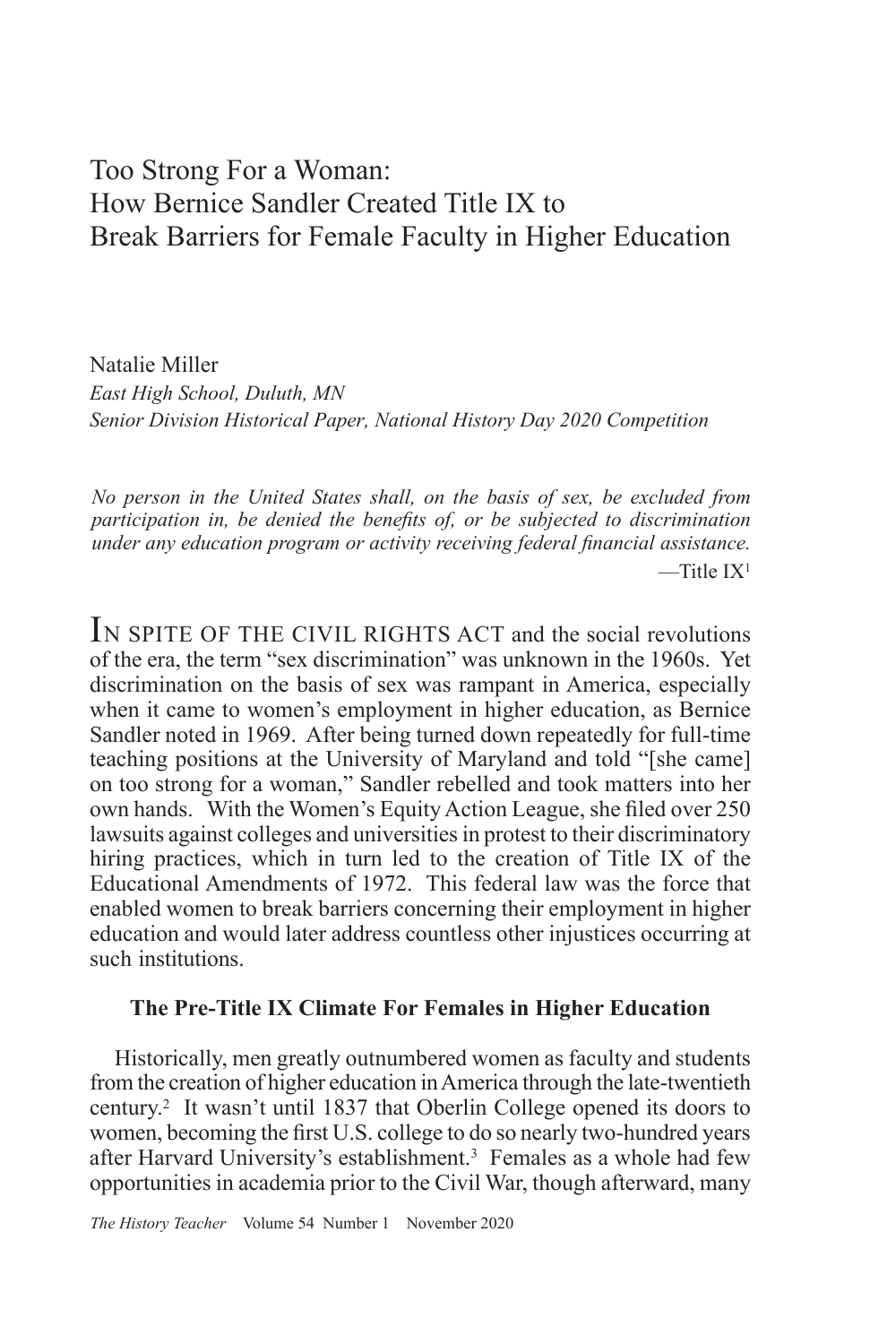# Too Strong For a Woman: How Bernice Sandler Created Title IX to Break Barriers for Female Faculty in Higher Education

Natalie Miller
*East High School, Duluth, MN*
*Senior Division Historical Paper, National History Day 2020 Competition*

*No person in the United States shall, on the basis of sex, be excluded from participation in, be denied the benefits of, or be subjected to discrimination under any education program or activity receiving federal financial assistance.*
—Title IX[1]

IN SPITE OF THE CIVIL RIGHTS ACT and the social revolutions of the era, the term "sex discrimination" was unknown in the 1960s. Yet discrimination on the basis of sex was rampant in America, especially when it came to women's employment in higher education, as Bernice Sandler noted in 1969. After being turned down repeatedly for full-time teaching positions at the University of Maryland and told "[she came] on too strong for a woman," Sandler rebelled and took matters into her own hands. With the Women's Equity Action League, she filed over 250 lawsuits against colleges and universities in protest to their discriminatory hiring practices, which in turn led to the creation of Title IX of the Educational Amendments of 1972. This federal law was the force that enabled women to break barriers concerning their employment in higher education and would later address countless other injustices occurring at such institutions.

### The Pre-Title IX Climate For Females in Higher Education

Historically, men greatly outnumbered women as faculty and students from the creation of higher education in America through the late-twentieth century.[2] It wasn't until 1837 that Oberlin College opened its doors to women, becoming the first U.S. college to do so nearly two-hundred years after Harvard University's establishment.[3] Females as a whole had few opportunities in academia prior to the Civil War, though afterward, many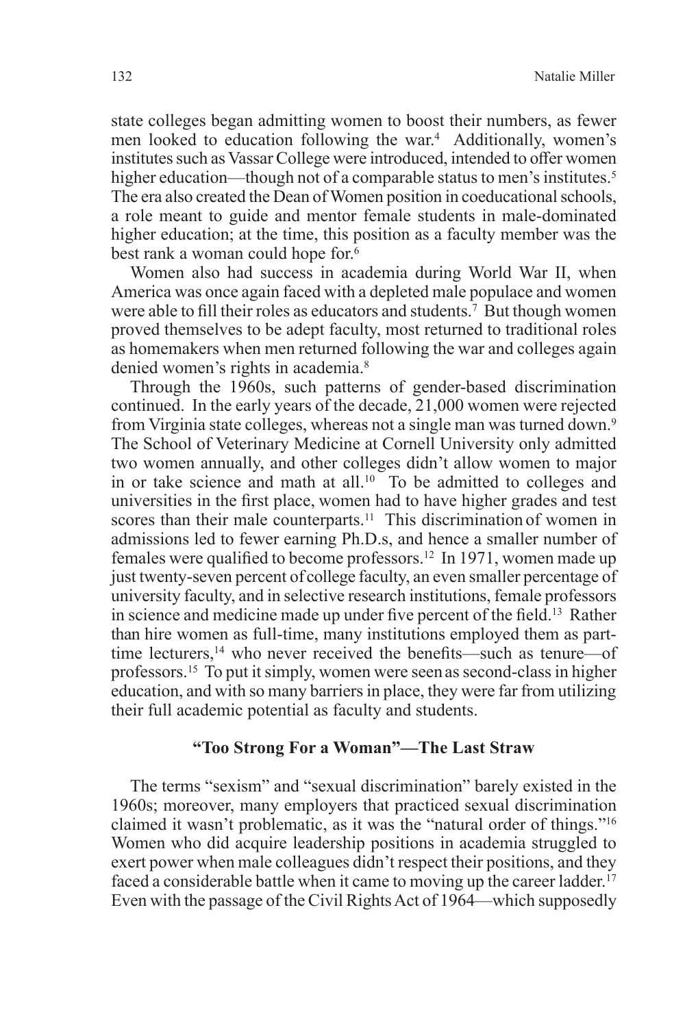state colleges began admitting women to boost their numbers, as fewer men looked to education following the war.[4] Additionally, women's institutes such as Vassar College were introduced, intended to offer women higher education—though not of a comparable status to men's institutes.[5] The era also created the Dean of Women position in coeducational schools, a role meant to guide and mentor female students in male-dominated higher education; at the time, this position as a faculty member was the best rank a woman could hope for.[6]

Women also had success in academia during World War II, when America was once again faced with a depleted male populace and women were able to fill their roles as educators and students.[7] But though women proved themselves to be adept faculty, most returned to traditional roles as homemakers when men returned following the war and colleges again denied women's rights in academia.[8]

Through the 1960s, such patterns of gender-based discrimination continued. In the early years of the decade, 21,000 women were rejected from Virginia state colleges, whereas not a single man was turned down.[9] The School of Veterinary Medicine at Cornell University only admitted two women annually, and other colleges didn't allow women to major in or take science and math at all.[10] To be admitted to colleges and universities in the first place, women had to have higher grades and test scores than their male counterparts.[11] This discrimination of women in admissions led to fewer earning Ph.D.s, and hence a smaller number of females were qualified to become professors.[12] In 1971, women made up just twenty-seven percent of college faculty, an even smaller percentage of university faculty, and in selective research institutions, female professors in science and medicine made up under five percent of the field.[13] Rather than hire women as full-time, many institutions employed them as part-time lecturers,[14] who never received the benefits—such as tenure—of professors.[15] To put it simply, women were seen as second-class in higher education, and with so many barriers in place, they were far from utilizing their full academic potential as faculty and students.

### "Too Strong For a Woman"—The Last Straw

The terms "sexism" and "sexual discrimination" barely existed in the 1960s; moreover, many employers that practiced sexual discrimination claimed it wasn't problematic, as it was the "natural order of things."[16] Women who did acquire leadership positions in academia struggled to exert power when male colleagues didn't respect their positions, and they faced a considerable battle when it came to moving up the career ladder.[17] Even with the passage of the Civil Rights Act of 1964—which supposedly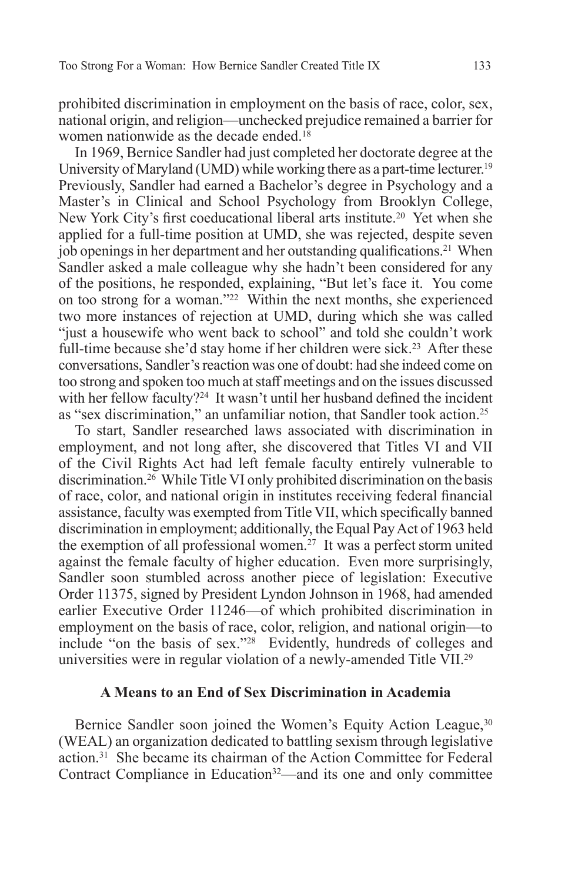prohibited discrimination in employment on the basis of race, color, sex, national origin, and religion—unchecked prejudice remained a barrier for women nationwide as the decade ended.[18]

In 1969, Bernice Sandler had just completed her doctorate degree at the University of Maryland (UMD) while working there as a part-time lecturer.[19] Previously, Sandler had earned a Bachelor's degree in Psychology and a Master's in Clinical and School Psychology from Brooklyn College, New York City's first coeducational liberal arts institute.[20] Yet when she applied for a full-time position at UMD, she was rejected, despite seven job openings in her department and her outstanding qualifications.[21] When Sandler asked a male colleague why she hadn't been considered for any of the positions, he responded, explaining, "But let's face it. You come on too strong for a woman."[22] Within the next months, she experienced two more instances of rejection at UMD, during which she was called "just a housewife who went back to school" and told she couldn't work full-time because she'd stay home if her children were sick.[23] After these conversations, Sandler's reaction was one of doubt: had she indeed come on too strong and spoken too much at staff meetings and on the issues discussed with her fellow faculty?[24] It wasn't until her husband defined the incident as "sex discrimination," an unfamiliar notion, that Sandler took action.[25]

To start, Sandler researched laws associated with discrimination in employment, and not long after, she discovered that Titles VI and VII of the Civil Rights Act had left female faculty entirely vulnerable to discrimination.[26] While Title VI only prohibited discrimination on the basis of race, color, and national origin in institutes receiving federal financial assistance, faculty was exempted from Title VII, which specifically banned discrimination in employment; additionally, the Equal Pay Act of 1963 held the exemption of all professional women.[27] It was a perfect storm united against the female faculty of higher education. Even more surprisingly, Sandler soon stumbled across another piece of legislation: Executive Order 11375, signed by President Lyndon Johnson in 1968, had amended earlier Executive Order 11246—of which prohibited discrimination in employment on the basis of race, color, religion, and national origin—to include "on the basis of sex."[28] Evidently, hundreds of colleges and universities were in regular violation of a newly-amended Title VII.[29]

### A Means to an End of Sex Discrimination in Academia

Bernice Sandler soon joined the Women's Equity Action League,[30] (WEAL) an organization dedicated to battling sexism through legislative action.[31] She became its chairman of the Action Committee for Federal Contract Compliance in Education[32]—and its one and only committee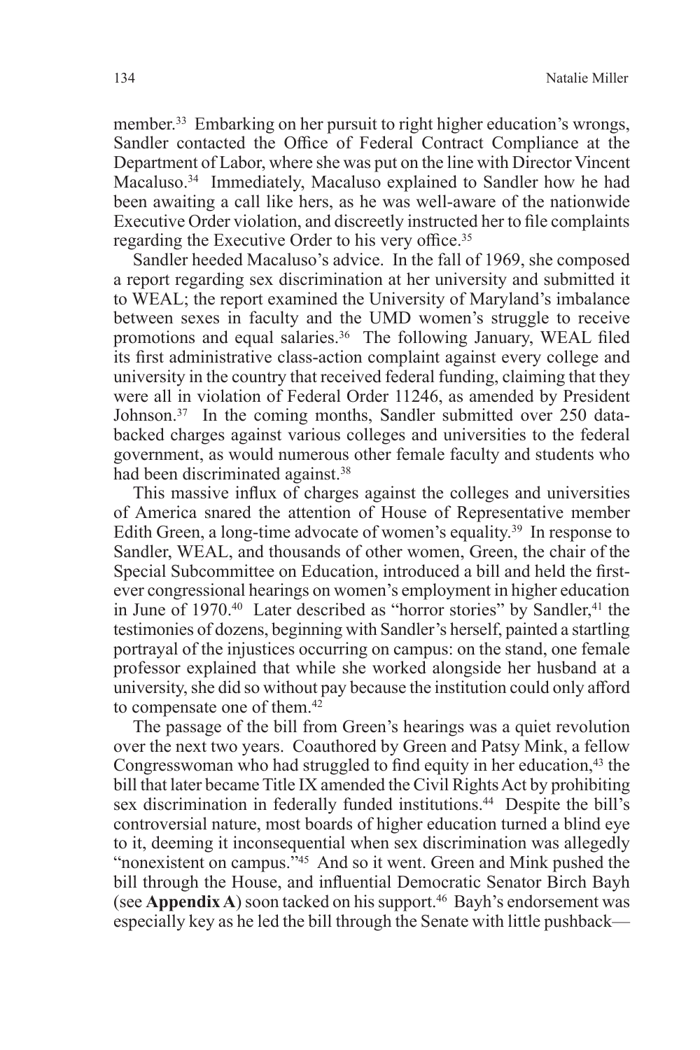member.[33] Embarking on her pursuit to right higher education's wrongs, Sandler contacted the Office of Federal Contract Compliance at the Department of Labor, where she was put on the line with Director Vincent Macaluso.[34] Immediately, Macaluso explained to Sandler how he had been awaiting a call like hers, as he was well-aware of the nationwide Executive Order violation, and discreetly instructed her to file complaints regarding the Executive Order to his very office.[35]

Sandler heeded Macaluso's advice. In the fall of 1969, she composed a report regarding sex discrimination at her university and submitted it to WEAL; the report examined the University of Maryland's imbalance between sexes in faculty and the UMD women's struggle to receive promotions and equal salaries.[36] The following January, WEAL filed its first administrative class-action complaint against every college and university in the country that received federal funding, claiming that they were all in violation of Federal Order 11246, as amended by President Johnson.[37] In the coming months, Sandler submitted over 250 data-backed charges against various colleges and universities to the federal government, as would numerous other female faculty and students who had been discriminated against.[38]

This massive influx of charges against the colleges and universities of America snared the attention of House of Representative member Edith Green, a long-time advocate of women's equality.[39] In response to Sandler, WEAL, and thousands of other women, Green, the chair of the Special Subcommittee on Education, introduced a bill and held the first-ever congressional hearings on women's employment in higher education in June of 1970.[40] Later described as "horror stories" by Sandler,[41] the testimonies of dozens, beginning with Sandler's herself, painted a startling portrayal of the injustices occurring on campus: on the stand, one female professor explained that while she worked alongside her husband at a university, she did so without pay because the institution could only afford to compensate one of them.[42]

The passage of the bill from Green's hearings was a quiet revolution over the next two years. Coauthored by Green and Patsy Mink, a fellow Congresswoman who had struggled to find equity in her education,[43] the bill that later became Title IX amended the Civil Rights Act by prohibiting sex discrimination in federally funded institutions.[44] Despite the bill's controversial nature, most boards of higher education turned a blind eye to it, deeming it inconsequential when sex discrimination was allegedly "nonexistent on campus."[45] And so it went. Green and Mink pushed the bill through the House, and influential Democratic Senator Birch Bayh (see **Appendix A**) soon tacked on his support.[46] Bayh's endorsement was especially key as he led the bill through the Senate with little pushback—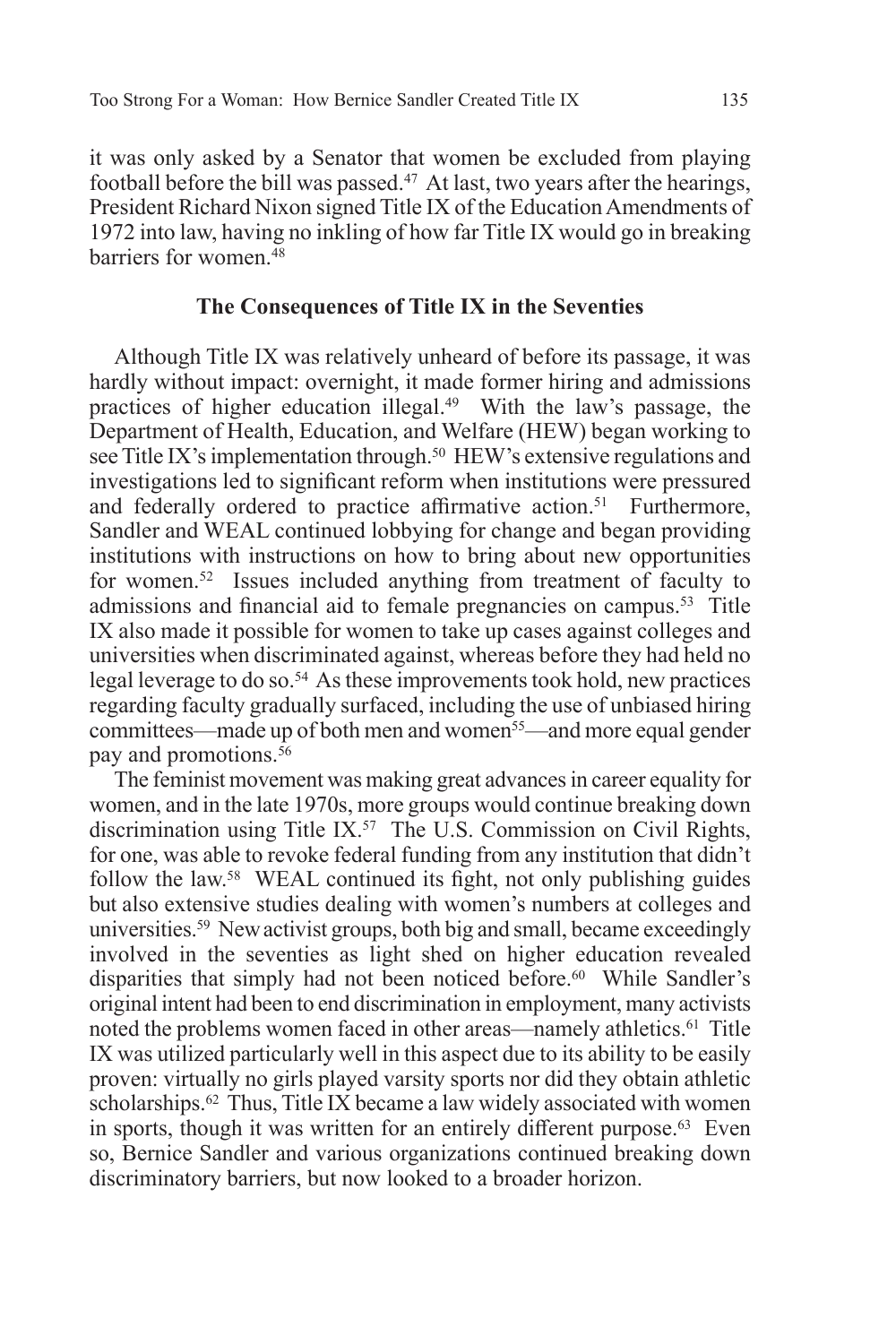it was only asked by a Senator that women be excluded from playing football before the bill was passed.[47] At last, two years after the hearings, President Richard Nixon signed Title IX of the Education Amendments of 1972 into law, having no inkling of how far Title IX would go in breaking barriers for women.[48]

### The Consequences of Title IX in the Seventies

Although Title IX was relatively unheard of before its passage, it was hardly without impact: overnight, it made former hiring and admissions practices of higher education illegal.[49] With the law's passage, the Department of Health, Education, and Welfare (HEW) began working to see Title IX's implementation through.[50] HEW's extensive regulations and investigations led to significant reform when institutions were pressured and federally ordered to practice affirmative action.[51] Furthermore, Sandler and WEAL continued lobbying for change and began providing institutions with instructions on how to bring about new opportunities for women.[52] Issues included anything from treatment of faculty to admissions and financial aid to female pregnancies on campus.[53] Title IX also made it possible for women to take up cases against colleges and universities when discriminated against, whereas before they had held no legal leverage to do so.[54] As these improvements took hold, new practices regarding faculty gradually surfaced, including the use of unbiased hiring committees—made up of both men and women[55]—and more equal gender pay and promotions.[56]

The feminist movement was making great advances in career equality for women, and in the late 1970s, more groups would continue breaking down discrimination using Title IX.[57] The U.S. Commission on Civil Rights, for one, was able to revoke federal funding from any institution that didn't follow the law.[58] WEAL continued its fight, not only publishing guides but also extensive studies dealing with women's numbers at colleges and universities.[59] New activist groups, both big and small, became exceedingly involved in the seventies as light shed on higher education revealed disparities that simply had not been noticed before.[60] While Sandler's original intent had been to end discrimination in employment, many activists noted the problems women faced in other areas—namely athletics.[61] Title IX was utilized particularly well in this aspect due to its ability to be easily proven: virtually no girls played varsity sports nor did they obtain athletic scholarships.[62] Thus, Title IX became a law widely associated with women in sports, though it was written for an entirely different purpose.[63] Even so, Bernice Sandler and various organizations continued breaking down discriminatory barriers, but now looked to a broader horizon.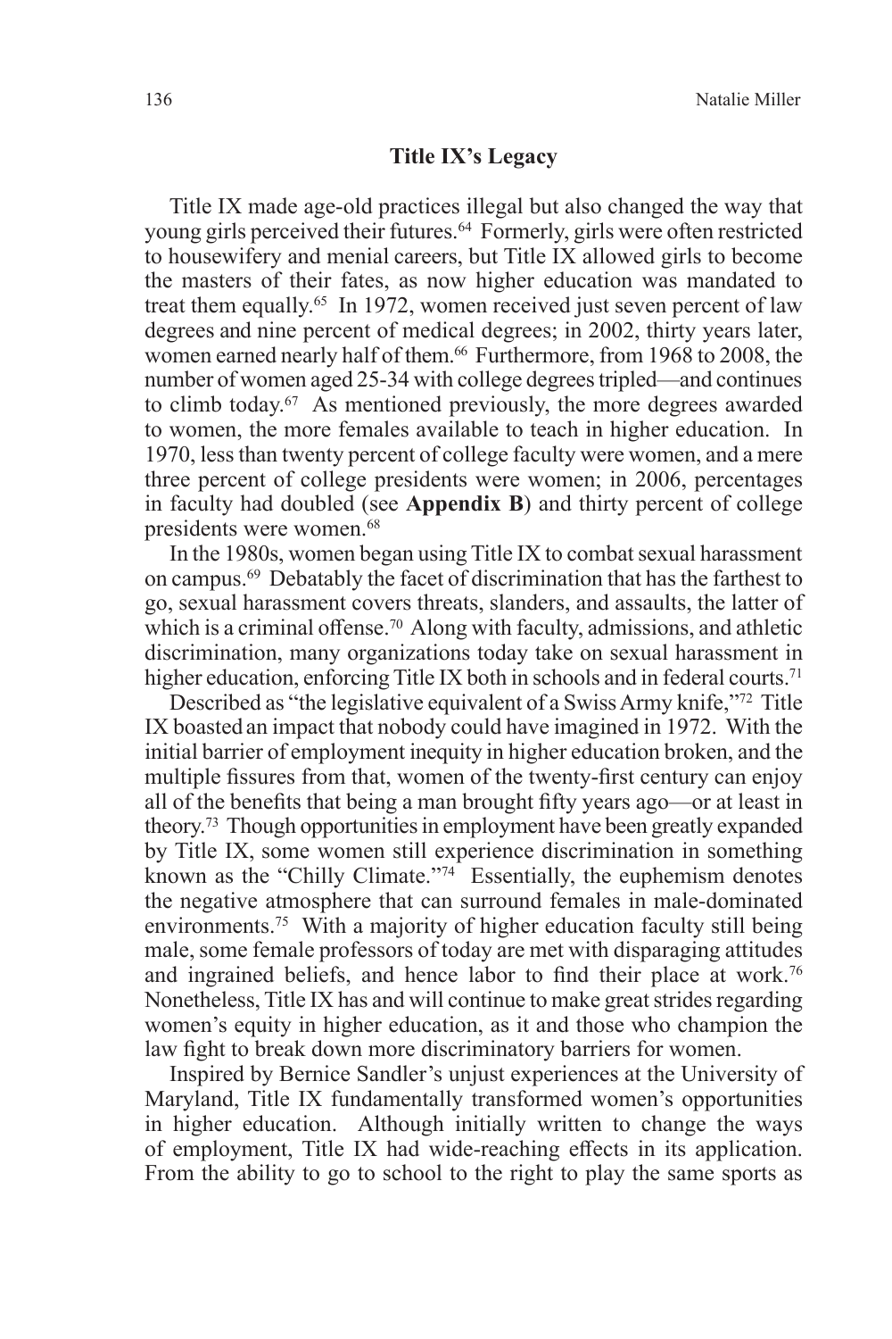## Title IX's Legacy

Title IX made age-old practices illegal but also changed the way that young girls perceived their futures.[64] Formerly, girls were often restricted to housewifery and menial careers, but Title IX allowed girls to become the masters of their fates, as now higher education was mandated to treat them equally.[65] In 1972, women received just seven percent of law degrees and nine percent of medical degrees; in 2002, thirty years later, women earned nearly half of them.[66] Furthermore, from 1968 to 2008, the number of women aged 25-34 with college degrees tripled—and continues to climb today.[67] As mentioned previously, the more degrees awarded to women, the more females available to teach in higher education. In 1970, less than twenty percent of college faculty were women, and a mere three percent of college presidents were women; in 2006, percentages in faculty had doubled (see **Appendix B**) and thirty percent of college presidents were women.[68]

In the 1980s, women began using Title IX to combat sexual harassment on campus.[69] Debatably the facet of discrimination that has the farthest to go, sexual harassment covers threats, slanders, and assaults, the latter of which is a criminal offense.[70] Along with faculty, admissions, and athletic discrimination, many organizations today take on sexual harassment in higher education, enforcing Title IX both in schools and in federal courts.[71]

Described as "the legislative equivalent of a Swiss Army knife,"[72] Title IX boasted an impact that nobody could have imagined in 1972. With the initial barrier of employment inequity in higher education broken, and the multiple fissures from that, women of the twenty-first century can enjoy all of the benefits that being a man brought fifty years ago—or at least in theory.[73] Though opportunities in employment have been greatly expanded by Title IX, some women still experience discrimination in something known as the "Chilly Climate."[74] Essentially, the euphemism denotes the negative atmosphere that can surround females in male-dominated environments.[75] With a majority of higher education faculty still being male, some female professors of today are met with disparaging attitudes and ingrained beliefs, and hence labor to find their place at work.[76] Nonetheless, Title IX has and will continue to make great strides regarding women's equity in higher education, as it and those who champion the law fight to break down more discriminatory barriers for women.

Inspired by Bernice Sandler's unjust experiences at the University of Maryland, Title IX fundamentally transformed women's opportunities in higher education. Although initially written to change the ways of employment, Title IX had wide-reaching effects in its application. From the ability to go to school to the right to play the same sports as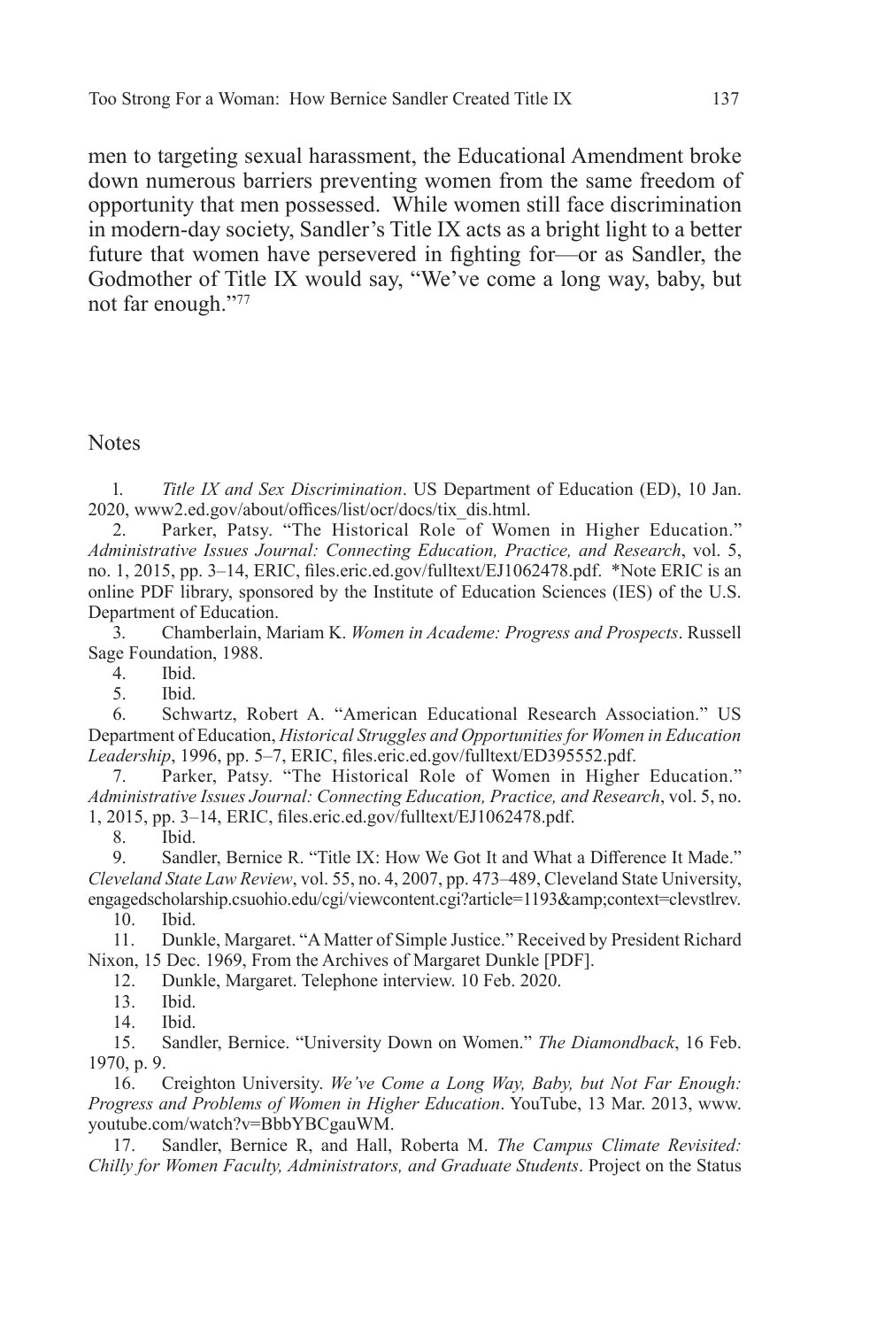men to targeting sexual harassment, the Educational Amendment broke down numerous barriers preventing women from the same freedom of opportunity that men possessed. While women still face discrimination in modern-day society, Sandler's Title IX acts as a bright light to a better future that women have persevered in fighting for—or as Sandler, the Godmother of Title IX would say, "We've come a long way, baby, but not far enough."[77]

## Notes

1. *Title IX and Sex Discrimination*. US Department of Education (ED), 10 Jan. 2020, www2.ed.gov/about/offices/list/ocr/docs/tix_dis.html.
2. Parker, Patsy. "The Historical Role of Women in Higher Education." *Administrative Issues Journal: Connecting Education, Practice, and Research*, vol. 5, no. 1, 2015, pp. 3–14, ERIC, files.eric.ed.gov/fulltext/EJ1062478.pdf. *Note ERIC is an online PDF library, sponsored by the Institute of Education Sciences (IES) of the U.S. Department of Education.
3. Chamberlain, Mariam K. *Women in Academe: Progress and Prospects*. Russell Sage Foundation, 1988.
4. Ibid.
5. Ibid.
6. Schwartz, Robert A. "American Educational Research Association." US Department of Education, *Historical Struggles and Opportunities for Women in Education Leadership*, 1996, pp. 5–7, ERIC, files.eric.ed.gov/fulltext/ED395552.pdf.
7. Parker, Patsy. "The Historical Role of Women in Higher Education." *Administrative Issues Journal: Connecting Education, Practice, and Research*, vol. 5, no. 1, 2015, pp. 3–14, ERIC, files.eric.ed.gov/fulltext/EJ1062478.pdf.
8. Ibid.
9. Sandler, Bernice R. "Title IX: How We Got It and What a Difference It Made." *Cleveland State Law Review*, vol. 55, no. 4, 2007, pp. 473–489, Cleveland State University, engagedscholarship.csuohio.edu/cgi/viewcontent.cgi?article=1193&amp;context=clevstlrev.
10. Ibid.
11. Dunkle, Margaret. "A Matter of Simple Justice." Received by President Richard Nixon, 15 Dec. 1969, From the Archives of Margaret Dunkle [PDF].
12. Dunkle, Margaret. Telephone interview. 10 Feb. 2020.
13. Ibid.
14. Ibid.
15. Sandler, Bernice. "University Down on Women." *The Diamondback*, 16 Feb. 1970, p. 9.
16. Creighton University. *We've Come a Long Way, Baby, but Not Far Enough: Progress and Problems of Women in Higher Education*. YouTube, 13 Mar. 2013, www.youtube.com/watch?v=BbbYBCgauWM.
17. Sandler, Bernice R, and Hall, Roberta M. *The Campus Climate Revisited: Chilly for Women Faculty, Administrators, and Graduate Students*. Project on the Status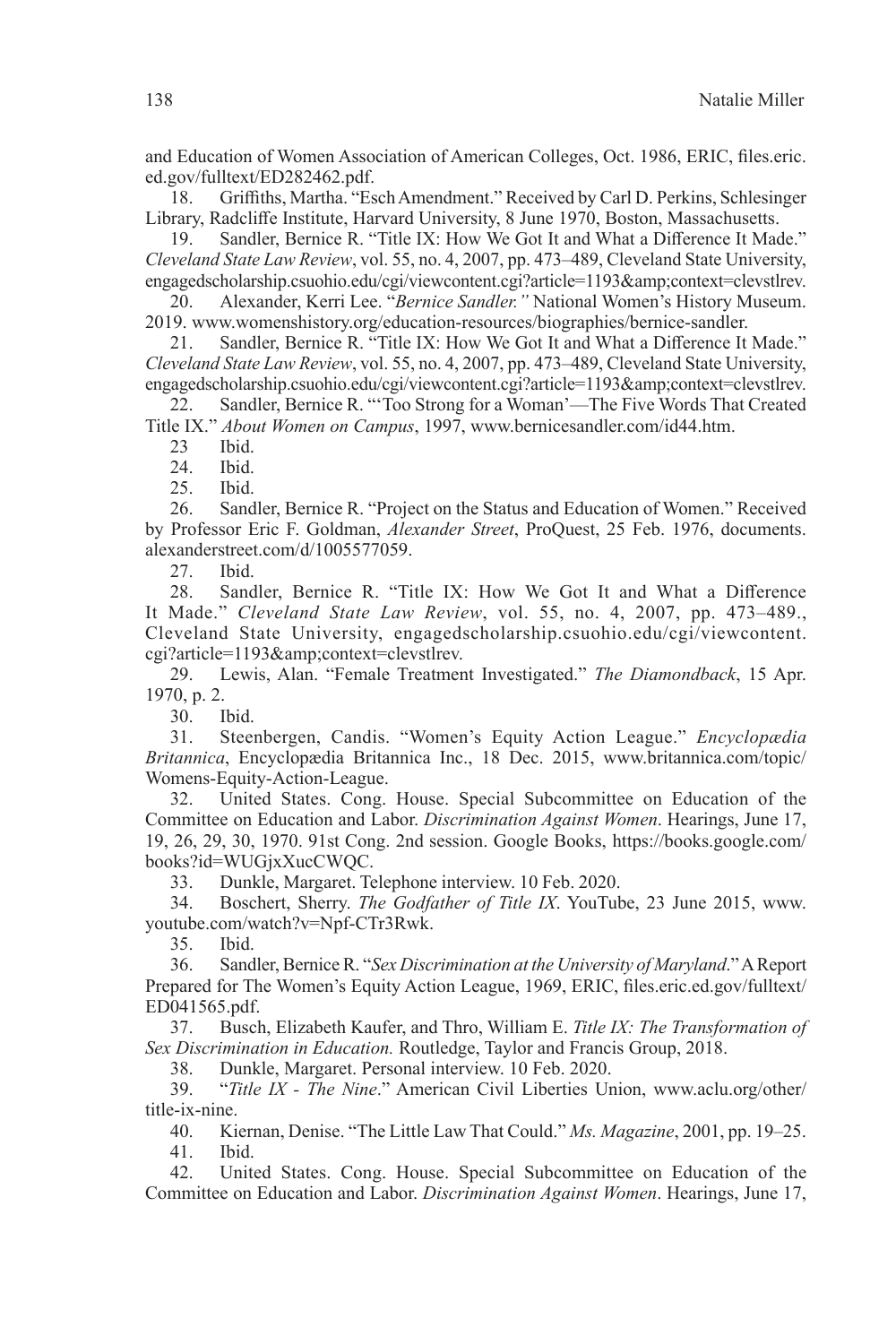and Education of Women Association of American Colleges, Oct. 1986, ERIC, files.eric.ed.gov/fulltext/ED282462.pdf.

18. Griffiths, Martha. "Esch Amendment." Received by Carl D. Perkins, Schlesinger Library, Radcliffe Institute, Harvard University, 8 June 1970, Boston, Massachusetts.

19. Sandler, Bernice R. "Title IX: How We Got It and What a Difference It Made." *Cleveland State Law Review*, vol. 55, no. 4, 2007, pp. 473–489, Cleveland State University, engagedscholarship.csuohio.edu/cgi/viewcontent.cgi?article=1193&amp;context=clevstlrev.

20. Alexander, Kerri Lee. "*Bernice Sandler."* National Women's History Museum. 2019. www.womenshistory.org/education-resources/biographies/bernice-sandler.

21. Sandler, Bernice R. "Title IX: How We Got It and What a Difference It Made." *Cleveland State Law Review*, vol. 55, no. 4, 2007, pp. 473–489, Cleveland State University, engagedscholarship.csuohio.edu/cgi/viewcontent.cgi?article=1193&amp;context=clevstlrev.

22. Sandler, Bernice R. "'Too Strong for a Woman'—The Five Words That Created Title IX." *About Women on Campus*, 1997, www.bernicesandler.com/id44.htm.

23 Ibid.

24. Ibid.

25. Ibid.

26. Sandler, Bernice R. "Project on the Status and Education of Women." Received by Professor Eric F. Goldman, *Alexander Street*, ProQuest, 25 Feb. 1976, documents.alexanderstreet.com/d/1005577059.

27. Ibid.

28. Sandler, Bernice R. "Title IX: How We Got It and What a Difference It Made." *Cleveland State Law Review*, vol. 55, no. 4, 2007, pp. 473–489., Cleveland State University, engagedscholarship.csuohio.edu/cgi/viewcontent.cgi?article=1193&amp;context=clevstlrev.

29. Lewis, Alan. "Female Treatment Investigated." *The Diamondback*, 15 Apr. 1970, p. 2.

30. Ibid.

31. Steenbergen, Candis. "Women's Equity Action League." *Encyclopædia Britannica*, Encyclopædia Britannica Inc., 18 Dec. 2015, www.britannica.com/topic/Womens-Equity-Action-League.

32. United States. Cong. House. Special Subcommittee on Education of the Committee on Education and Labor. *Discrimination Against Women*. Hearings, June 17, 19, 26, 29, 30, 1970. 91st Cong. 2nd session. Google Books, https://books.google.com/books?id=WUGjxXucCWQC.

33. Dunkle, Margaret. Telephone interview. 10 Feb. 2020.

34. Boschert, Sherry. *The Godfather of Title IX*. YouTube, 23 June 2015, www.youtube.com/watch?v=Npf-CTr3Rwk.

35. Ibid.

36. Sandler, Bernice R. "*Sex Discrimination at the University of Maryland*." A Report Prepared for The Women's Equity Action League, 1969, ERIC, files.eric.ed.gov/fulltext/ED041565.pdf.

37. Busch, Elizabeth Kaufer, and Thro, William E. *Title IX: The Transformation of Sex Discrimination in Education.* Routledge, Taylor and Francis Group, 2018.

38. Dunkle, Margaret. Personal interview. 10 Feb. 2020.

39. "*Title IX - The Nine*." American Civil Liberties Union, www.aclu.org/other/title-ix-nine.

40. Kiernan, Denise. "The Little Law That Could." *Ms. Magazine*, 2001, pp. 19–25.

41. Ibid.

42. United States. Cong. House. Special Subcommittee on Education of the Committee on Education and Labor. *Discrimination Against Women*. Hearings, June 17,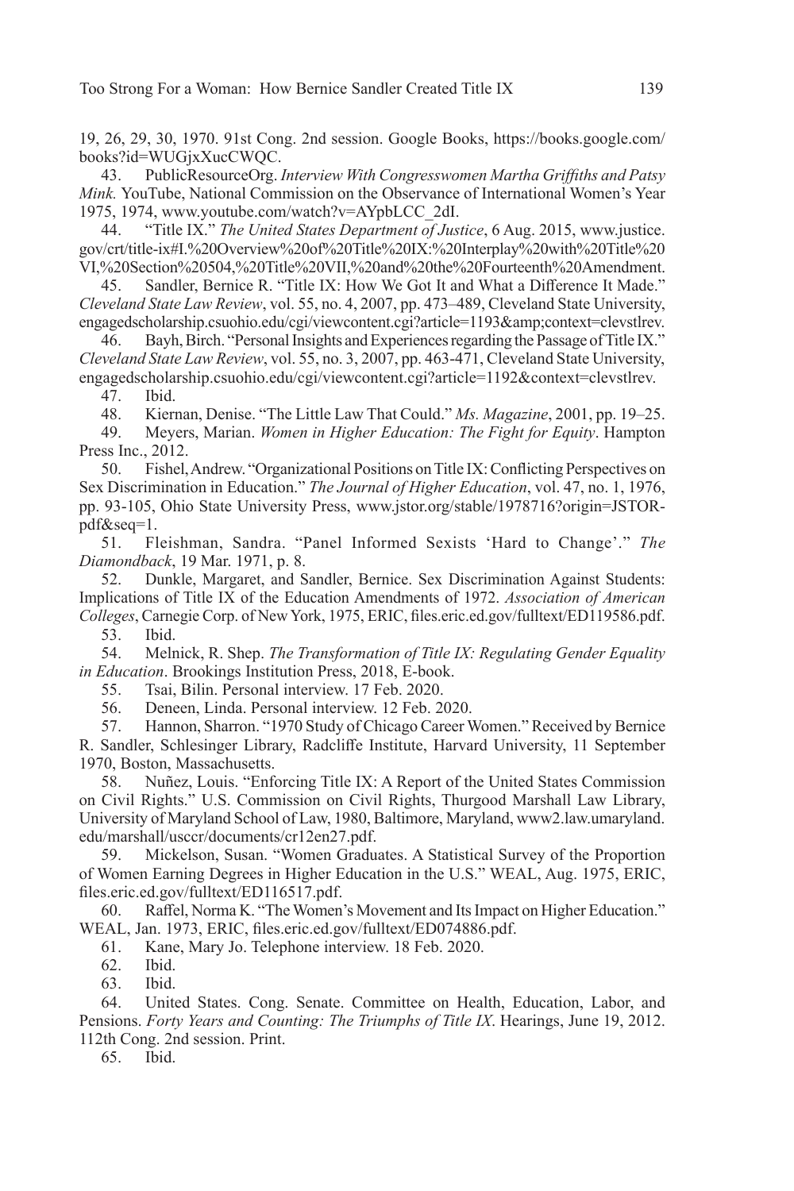19, 26, 29, 30, 1970. 91st Cong. 2nd session. Google Books, https://books.google.com/books?id=WUGjxXucCWQC.

43. PublicResourceOrg. *Interview With Congresswomen Martha Griffiths and Patsy Mink.* YouTube, National Commission on the Observance of International Women's Year 1975, 1974, www.youtube.com/watch?v=AYpbLCC_2dI.

44. "Title IX." *The United States Department of Justice*, 6 Aug. 2015, www.justice.gov/crt/title-ix#I.%20Overview%20of%20Title%20IX:%20Interplay%20with%20Title%20VI,%20Section%20504,%20Title%20VII,%20and%20the%20Fourteenth%20Amendment.

45. Sandler, Bernice R. "Title IX: How We Got It and What a Difference It Made." *Cleveland State Law Review*, vol. 55, no. 4, 2007, pp. 473–489, Cleveland State University, engagedscholarship.csuohio.edu/cgi/viewcontent.cgi?article=1193&amp;context=clevstlrev.

46. Bayh, Birch. "Personal Insights and Experiences regarding the Passage of Title IX." *Cleveland State Law Review*, vol. 55, no. 3, 2007, pp. 463-471, Cleveland State University, engagedscholarship.csuohio.edu/cgi/viewcontent.cgi?article=1192&context=clevstlrev.

47. Ibid.

48. Kiernan, Denise. "The Little Law That Could." *Ms. Magazine*, 2001, pp. 19–25.

49. Meyers, Marian. *Women in Higher Education: The Fight for Equity*. Hampton Press Inc., 2012.

50. Fishel, Andrew. "Organizational Positions on Title IX: Conflicting Perspectives on Sex Discrimination in Education." *The Journal of Higher Education*, vol. 47, no. 1, 1976, pp. 93-105, Ohio State University Press, www.jstor.org/stable/1978716?origin=JSTOR-pdf&seq=1.

51. Fleishman, Sandra. "Panel Informed Sexists 'Hard to Change'." *The Diamondback*, 19 Mar. 1971, p. 8.

52. Dunkle, Margaret, and Sandler, Bernice. Sex Discrimination Against Students: Implications of Title IX of the Education Amendments of 1972. *Association of American Colleges*, Carnegie Corp. of New York, 1975, ERIC, files.eric.ed.gov/fulltext/ED119586.pdf.

53. Ibid.

54. Melnick, R. Shep. *The Transformation of Title IX: Regulating Gender Equality in Education*. Brookings Institution Press, 2018, E-book.

55. Tsai, Bilin. Personal interview. 17 Feb. 2020.

56. Deneen, Linda. Personal interview. 12 Feb. 2020.

57. Hannon, Sharron. "1970 Study of Chicago Career Women." Received by Bernice R. Sandler, Schlesinger Library, Radcliffe Institute, Harvard University, 11 September 1970, Boston, Massachusetts.

58. Nuñez, Louis. "Enforcing Title IX: A Report of the United States Commission on Civil Rights." U.S. Commission on Civil Rights, Thurgood Marshall Law Library, University of Maryland School of Law, 1980, Baltimore, Maryland, www2.law.umaryland.edu/marshall/usccr/documents/cr12en27.pdf.

59. Mickelson, Susan. "Women Graduates. A Statistical Survey of the Proportion of Women Earning Degrees in Higher Education in the U.S." WEAL, Aug. 1975, ERIC, files.eric.ed.gov/fulltext/ED116517.pdf.

60. Raffel, Norma K. "The Women's Movement and Its Impact on Higher Education." WEAL, Jan. 1973, ERIC, files.eric.ed.gov/fulltext/ED074886.pdf.

61. Kane, Mary Jo. Telephone interview. 18 Feb. 2020.

62. Ibid.

63. Ibid.

64. United States. Cong. Senate. Committee on Health, Education, Labor, and Pensions. *Forty Years and Counting: The Triumphs of Title IX*. Hearings, June 19, 2012. 112th Cong. 2nd session. Print.

65. Ibid.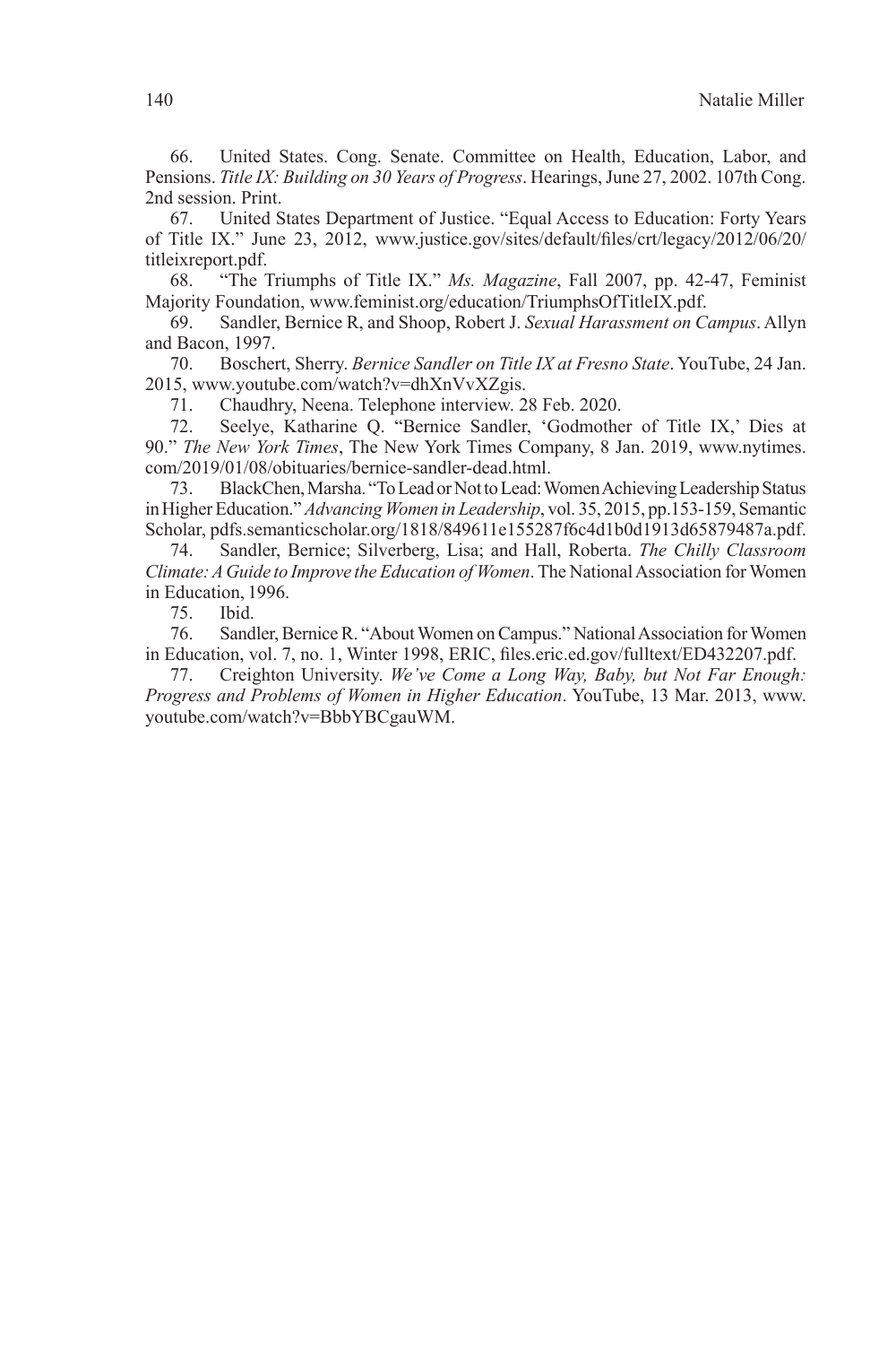66. United States. Cong. Senate. Committee on Health, Education, Labor, and Pensions. *Title IX: Building on 30 Years of Progress*. Hearings, June 27, 2002. 107th Cong. 2nd session. Print.

67. United States Department of Justice. "Equal Access to Education: Forty Years of Title IX." June 23, 2012, www.justice.gov/sites/default/files/crt/legacy/2012/06/20/titleixreport.pdf.

68. "The Triumphs of Title IX." *Ms. Magazine*, Fall 2007, pp. 42-47, Feminist Majority Foundation, www.feminist.org/education/TriumphsOfTitleIX.pdf.

69. Sandler, Bernice R, and Shoop, Robert J. *Sexual Harassment on Campus*. Allyn and Bacon, 1997.

70. Boschert, Sherry. *Bernice Sandler on Title IX at Fresno State*. YouTube, 24 Jan. 2015, www.youtube.com/watch?v=dhXnVvXZgis.

71. Chaudhry, Neena. Telephone interview. 28 Feb. 2020.

72. Seelye, Katharine Q. "Bernice Sandler, 'Godmother of Title IX,' Dies at 90." *The New York Times*, The New York Times Company, 8 Jan. 2019, www.nytimes.com/2019/01/08/obituaries/bernice-sandler-dead.html.

73. BlackChen, Marsha. "To Lead or Not to Lead: Women Achieving Leadership Status in Higher Education." *Advancing Women in Leadership*, vol. 35, 2015, pp.153-159, Semantic Scholar, pdfs.semanticscholar.org/1818/849611e155287f6c4d1b0d1913d65879487a.pdf.

74. Sandler, Bernice; Silverberg, Lisa; and Hall, Roberta. *The Chilly Classroom Climate: A Guide to Improve the Education of Women*. The National Association for Women in Education, 1996.

75. Ibid.

76. Sandler, Bernice R. "About Women on Campus." National Association for Women in Education, vol. 7, no. 1, Winter 1998, ERIC, files.eric.ed.gov/fulltext/ED432207.pdf.

77. Creighton University. *We've Come a Long Way, Baby, but Not Far Enough: Progress and Problems of Women in Higher Education*. YouTube, 13 Mar. 2013, www.youtube.com/watch?v=BbbYBCgauWM.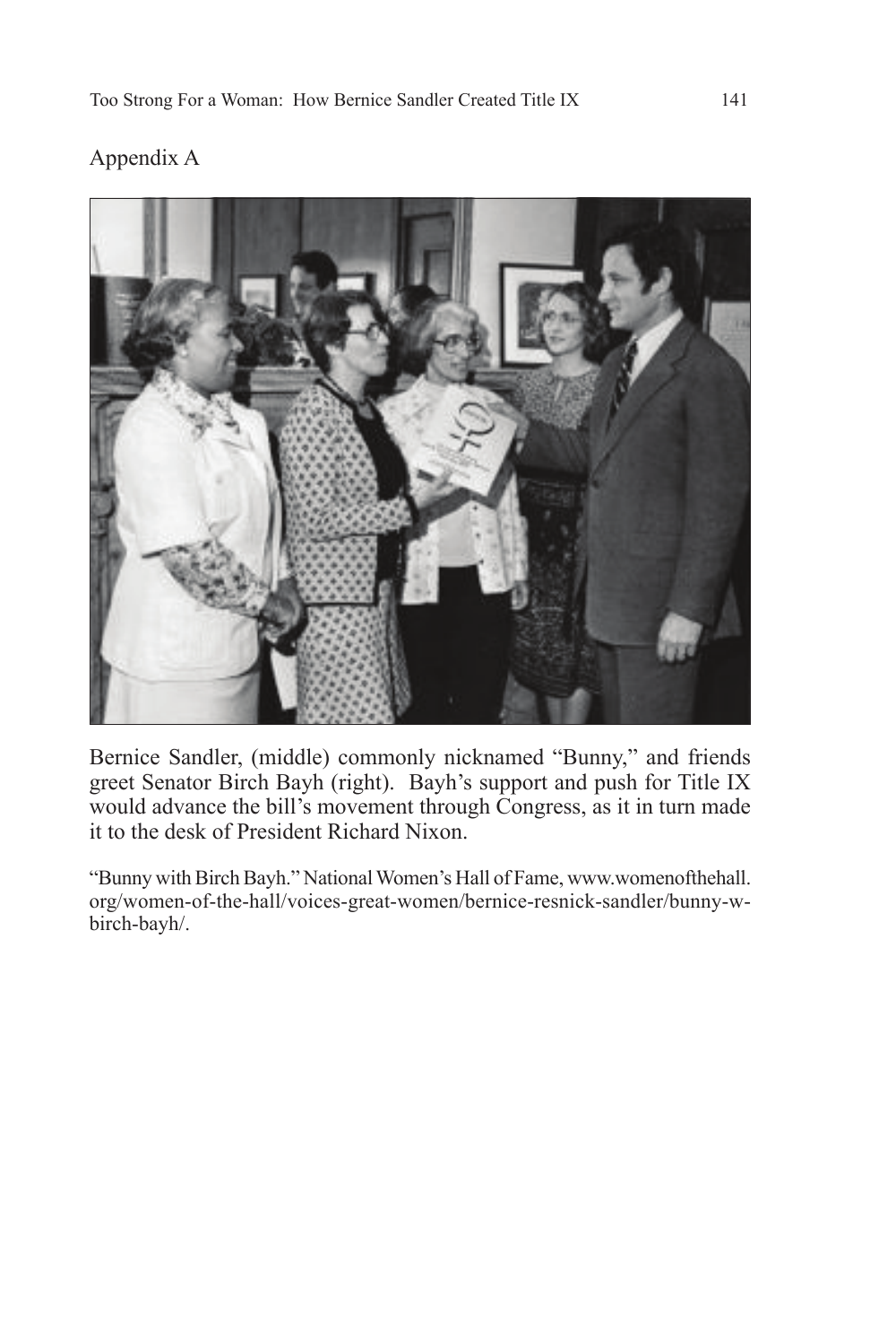Appendix A

Bernice Sandler, (middle) commonly nicknamed "Bunny," and friends greet Senator Birch Bayh (right). Bayh's support and push for Title IX would advance the bill's movement through Congress, as it in turn made it to the desk of President Richard Nixon.

"Bunny with Birch Bayh." National Women's Hall of Fame, www.womenofthehall.org/women-of-the-hall/voices-great-women/bernice-resnick-sandler/bunny-w-birch-bayh/.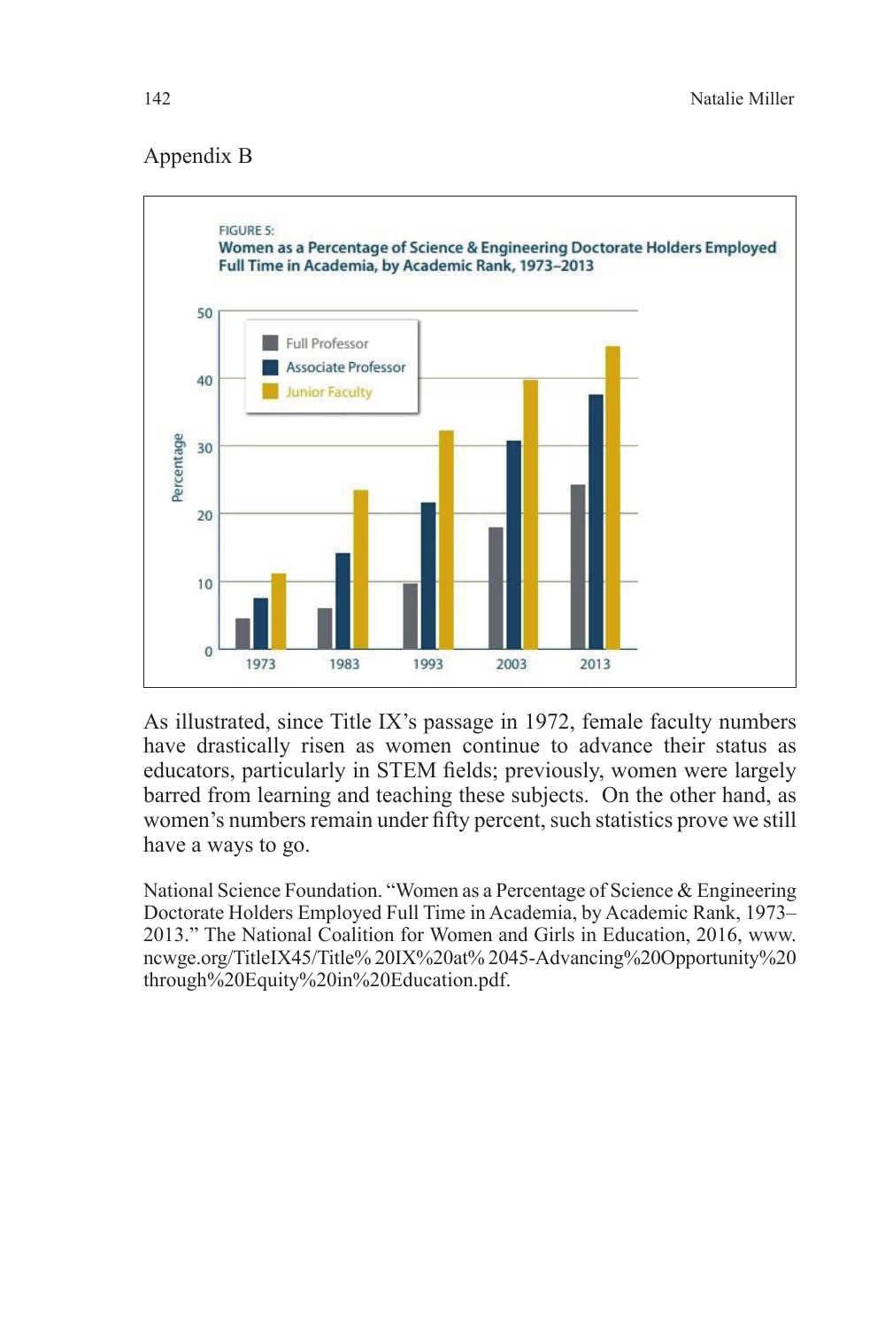## Appendix B

FIGURE 5:
**Women as a Percentage of Science & Engineering Doctorate Holders Employed Full Time in Academia, by Academic Rank, 1973–2013**

As illustrated, since Title IX's passage in 1972, female faculty numbers have drastically risen as women continue to advance their status as educators, particularly in STEM fields; previously, women were largely barred from learning and teaching these subjects. On the other hand, as women's numbers remain under fifty percent, such statistics prove we still have a ways to go.

National Science Foundation. "Women as a Percentage of Science & Engineering Doctorate Holders Employed Full Time in Academia, by Academic Rank, 1973–2013." The National Coalition for Women and Girls in Education, 2016, www.ncwge.org/TitleIX45/Title% 20IX%20at% 2045-Advancing%20Opportunity%20through%20Equity%20in%20Education.pdf.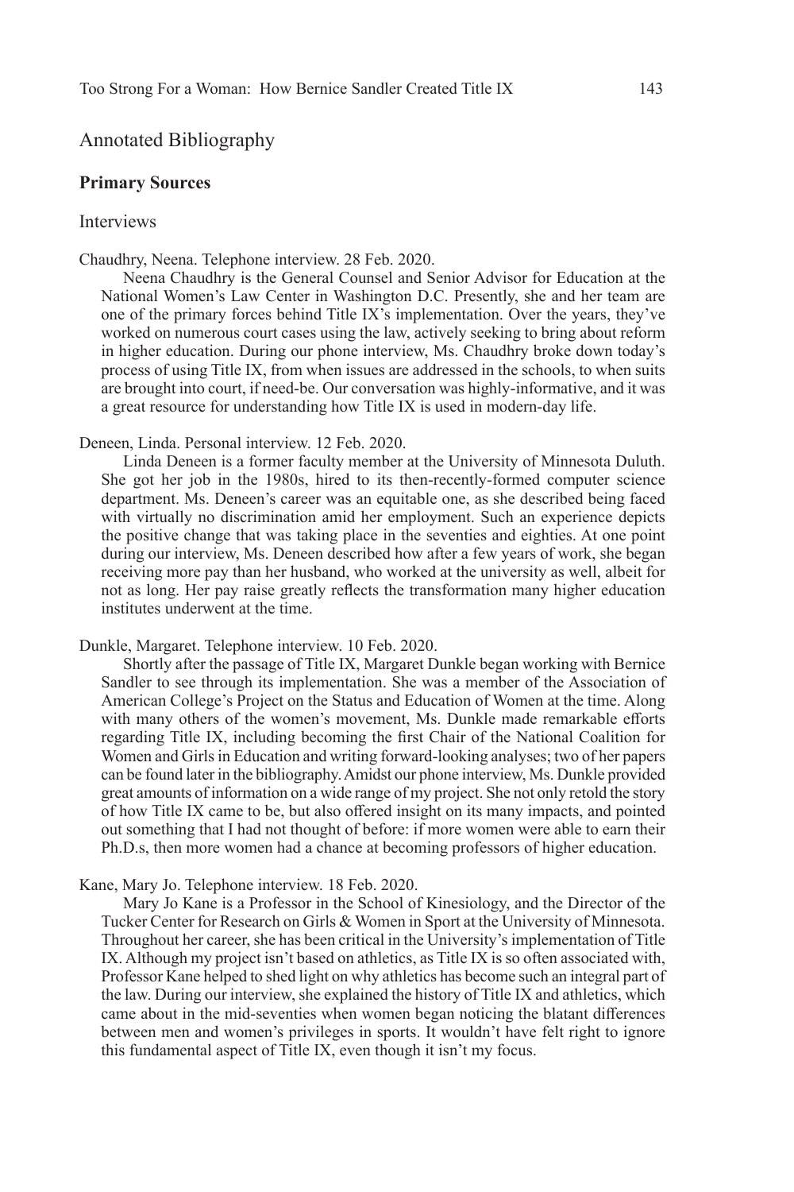## Annotated Bibliography

### Primary Sources

#### Interviews

Chaudhry, Neena. Telephone interview. 28 Feb. 2020.

Neena Chaudhry is the General Counsel and Senior Advisor for Education at the National Women's Law Center in Washington D.C. Presently, she and her team are one of the primary forces behind Title IX's implementation. Over the years, they've worked on numerous court cases using the law, actively seeking to bring about reform in higher education. During our phone interview, Ms. Chaudhry broke down today's process of using Title IX, from when issues are addressed in the schools, to when suits are brought into court, if need-be. Our conversation was highly-informative, and it was a great resource for understanding how Title IX is used in modern-day life.

Deneen, Linda. Personal interview. 12 Feb. 2020.

Linda Deneen is a former faculty member at the University of Minnesota Duluth. She got her job in the 1980s, hired to its then-recently-formed computer science department. Ms. Deneen's career was an equitable one, as she described being faced with virtually no discrimination amid her employment. Such an experience depicts the positive change that was taking place in the seventies and eighties. At one point during our interview, Ms. Deneen described how after a few years of work, she began receiving more pay than her husband, who worked at the university as well, albeit for not as long. Her pay raise greatly reflects the transformation many higher education institutes underwent at the time.

Dunkle, Margaret. Telephone interview. 10 Feb. 2020.

Shortly after the passage of Title IX, Margaret Dunkle began working with Bernice Sandler to see through its implementation. She was a member of the Association of American College's Project on the Status and Education of Women at the time. Along with many others of the women's movement, Ms. Dunkle made remarkable efforts regarding Title IX, including becoming the first Chair of the National Coalition for Women and Girls in Education and writing forward-looking analyses; two of her papers can be found later in the bibliography. Amidst our phone interview, Ms. Dunkle provided great amounts of information on a wide range of my project. She not only retold the story of how Title IX came to be, but also offered insight on its many impacts, and pointed out something that I had not thought of before: if more women were able to earn their Ph.D.s, then more women had a chance at becoming professors of higher education.

Kane, Mary Jo. Telephone interview. 18 Feb. 2020.

Mary Jo Kane is a Professor in the School of Kinesiology, and the Director of the Tucker Center for Research on Girls & Women in Sport at the University of Minnesota. Throughout her career, she has been critical in the University's implementation of Title IX. Although my project isn't based on athletics, as Title IX is so often associated with, Professor Kane helped to shed light on why athletics has become such an integral part of the law. During our interview, she explained the history of Title IX and athletics, which came about in the mid-seventies when women began noticing the blatant differences between men and women's privileges in sports. It wouldn't have felt right to ignore this fundamental aspect of Title IX, even though it isn't my focus.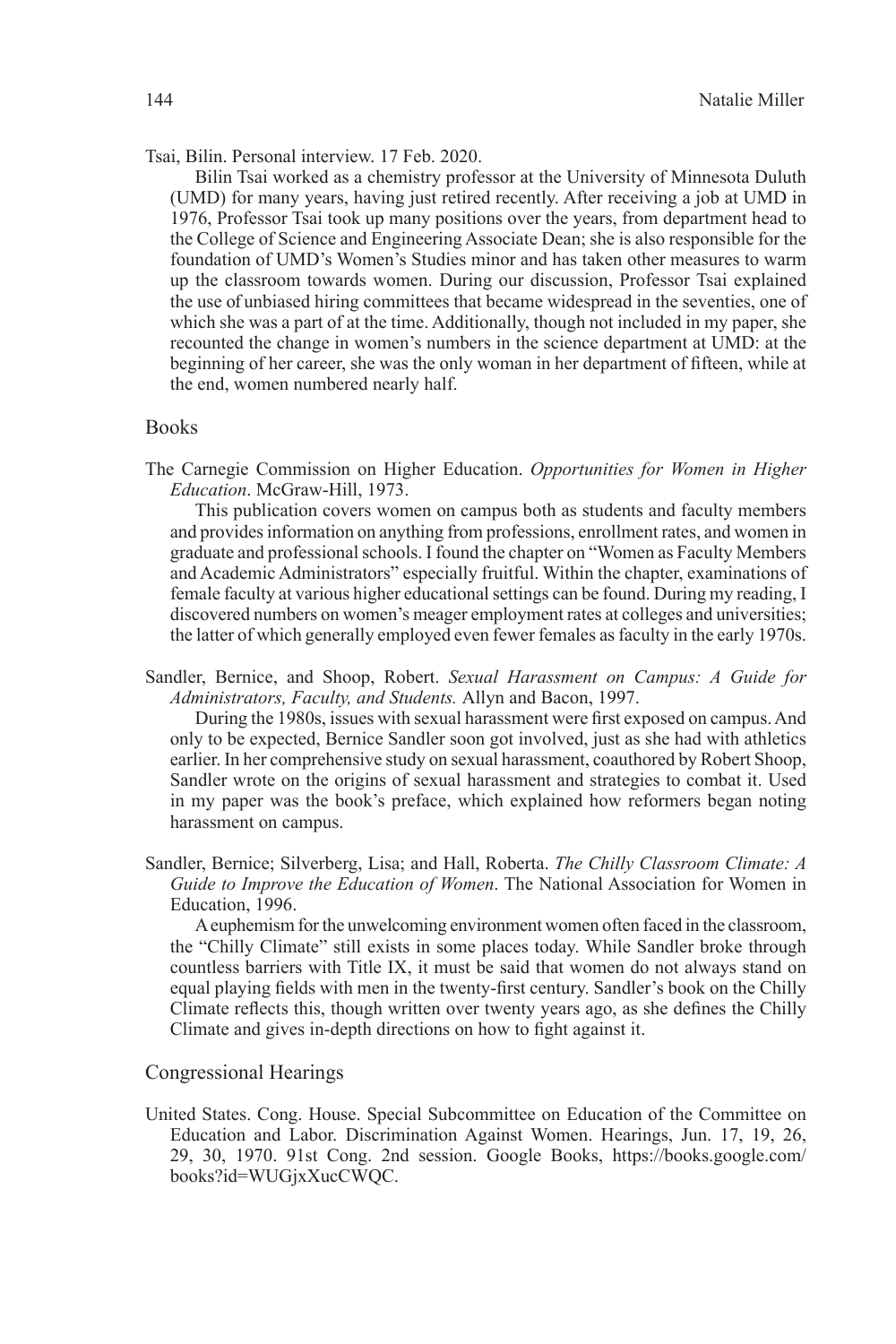Tsai, Bilin. Personal interview. 17 Feb. 2020.

Bilin Tsai worked as a chemistry professor at the University of Minnesota Duluth (UMD) for many years, having just retired recently. After receiving a job at UMD in 1976, Professor Tsai took up many positions over the years, from department head to the College of Science and Engineering Associate Dean; she is also responsible for the foundation of UMD's Women's Studies minor and has taken other measures to warm up the classroom towards women. During our discussion, Professor Tsai explained the use of unbiased hiring committees that became widespread in the seventies, one of which she was a part of at the time. Additionally, though not included in my paper, she recounted the change in women's numbers in the science department at UMD: at the beginning of her career, she was the only woman in her department of fifteen, while at the end, women numbered nearly half.

## Books

The Carnegie Commission on Higher Education. *Opportunities for Women in Higher Education*. McGraw-Hill, 1973.

This publication covers women on campus both as students and faculty members and provides information on anything from professions, enrollment rates, and women in graduate and professional schools. I found the chapter on "Women as Faculty Members and Academic Administrators" especially fruitful. Within the chapter, examinations of female faculty at various higher educational settings can be found. During my reading, I discovered numbers on women's meager employment rates at colleges and universities; the latter of which generally employed even fewer females as faculty in the early 1970s.

Sandler, Bernice, and Shoop, Robert. *Sexual Harassment on Campus: A Guide for Administrators, Faculty, and Students.* Allyn and Bacon, 1997.

During the 1980s, issues with sexual harassment were first exposed on campus. And only to be expected, Bernice Sandler soon got involved, just as she had with athletics earlier. In her comprehensive study on sexual harassment, coauthored by Robert Shoop, Sandler wrote on the origins of sexual harassment and strategies to combat it. Used in my paper was the book's preface, which explained how reformers began noting harassment on campus.

Sandler, Bernice; Silverberg, Lisa; and Hall, Roberta. *The Chilly Classroom Climate: A Guide to Improve the Education of Women*. The National Association for Women in Education, 1996.

A euphemism for the unwelcoming environment women often faced in the classroom, the "Chilly Climate" still exists in some places today. While Sandler broke through countless barriers with Title IX, it must be said that women do not always stand on equal playing fields with men in the twenty-first century. Sandler's book on the Chilly Climate reflects this, though written over twenty years ago, as she defines the Chilly Climate and gives in-depth directions on how to fight against it.

## Congressional Hearings

United States. Cong. House. Special Subcommittee on Education of the Committee on Education and Labor. Discrimination Against Women. Hearings, Jun. 17, 19, 26, 29, 30, 1970. 91st Cong. 2nd session. Google Books, https://books.google.com/books?id=WUGjxXucCWQC.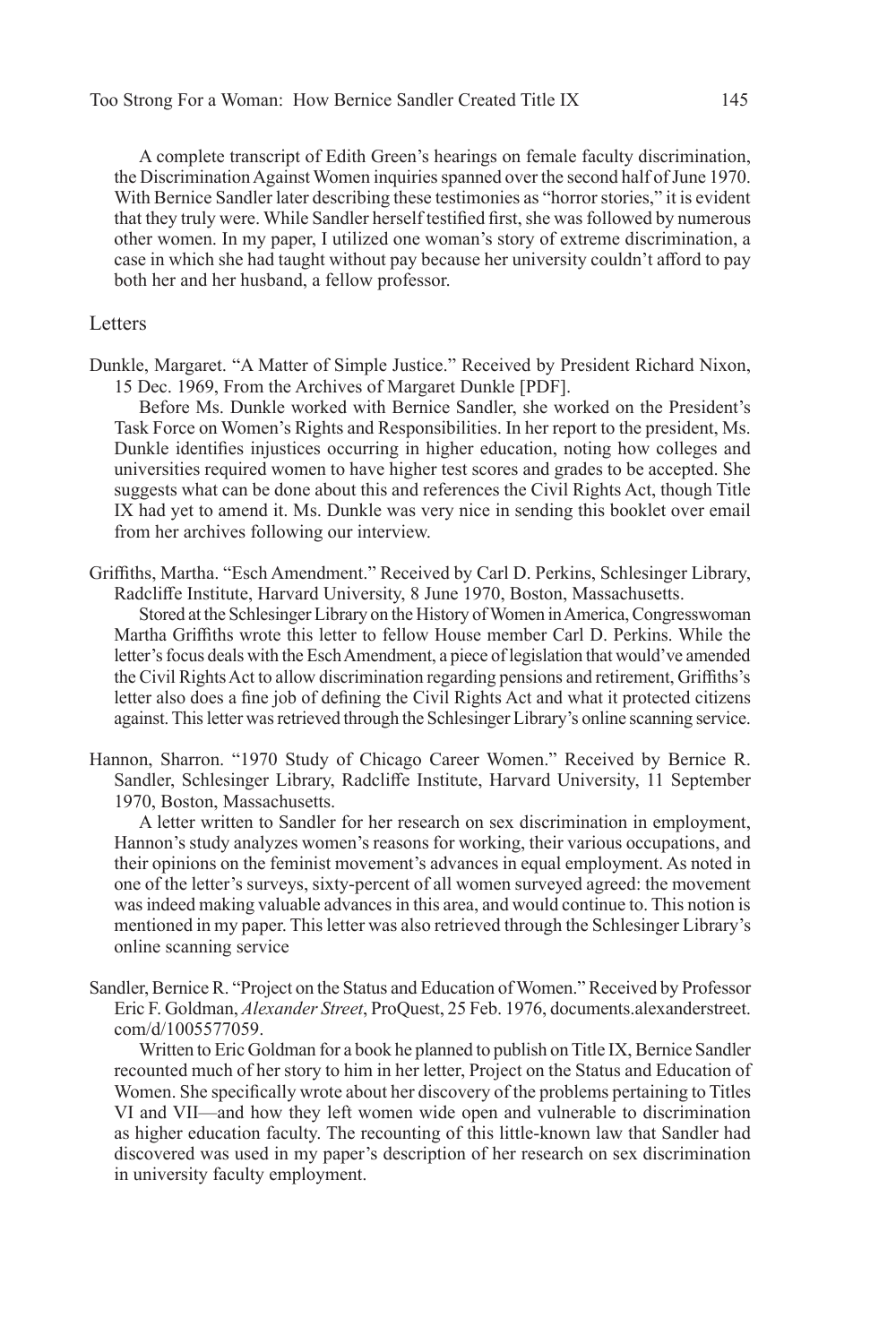A complete transcript of Edith Green's hearings on female faculty discrimination, the Discrimination Against Women inquiries spanned over the second half of June 1970. With Bernice Sandler later describing these testimonies as "horror stories," it is evident that they truly were. While Sandler herself testified first, she was followed by numerous other women. In my paper, I utilized one woman's story of extreme discrimination, a case in which she had taught without pay because her university couldn't afford to pay both her and her husband, a fellow professor.

## Letters

Dunkle, Margaret. "A Matter of Simple Justice." Received by President Richard Nixon, 15 Dec. 1969, From the Archives of Margaret Dunkle [PDF].

Before Ms. Dunkle worked with Bernice Sandler, she worked on the President's Task Force on Women's Rights and Responsibilities. In her report to the president, Ms. Dunkle identifies injustices occurring in higher education, noting how colleges and universities required women to have higher test scores and grades to be accepted. She suggests what can be done about this and references the Civil Rights Act, though Title IX had yet to amend it. Ms. Dunkle was very nice in sending this booklet over email from her archives following our interview.

Griffiths, Martha. "Esch Amendment." Received by Carl D. Perkins, Schlesinger Library, Radcliffe Institute, Harvard University, 8 June 1970, Boston, Massachusetts.

Stored at the Schlesinger Library on the History of Women in America, Congresswoman Martha Griffiths wrote this letter to fellow House member Carl D. Perkins. While the letter's focus deals with the Esch Amendment, a piece of legislation that would've amended the Civil Rights Act to allow discrimination regarding pensions and retirement, Griffiths's letter also does a fine job of defining the Civil Rights Act and what it protected citizens against. This letter was retrieved through the Schlesinger Library's online scanning service.

Hannon, Sharron. "1970 Study of Chicago Career Women." Received by Bernice R. Sandler, Schlesinger Library, Radcliffe Institute, Harvard University, 11 September 1970, Boston, Massachusetts.

A letter written to Sandler for her research on sex discrimination in employment, Hannon's study analyzes women's reasons for working, their various occupations, and their opinions on the feminist movement's advances in equal employment. As noted in one of the letter's surveys, sixty-percent of all women surveyed agreed: the movement was indeed making valuable advances in this area, and would continue to. This notion is mentioned in my paper. This letter was also retrieved through the Schlesinger Library's online scanning service

Sandler, Bernice R. "Project on the Status and Education of Women." Received by Professor Eric F. Goldman, *Alexander Street*, ProQuest, 25 Feb. 1976, documents.alexanderstreet.com/d/1005577059.

Written to Eric Goldman for a book he planned to publish on Title IX, Bernice Sandler recounted much of her story to him in her letter, Project on the Status and Education of Women. She specifically wrote about her discovery of the problems pertaining to Titles VI and VII—and how they left women wide open and vulnerable to discrimination as higher education faculty. The recounting of this little-known law that Sandler had discovered was used in my paper's description of her research on sex discrimination in university faculty employment.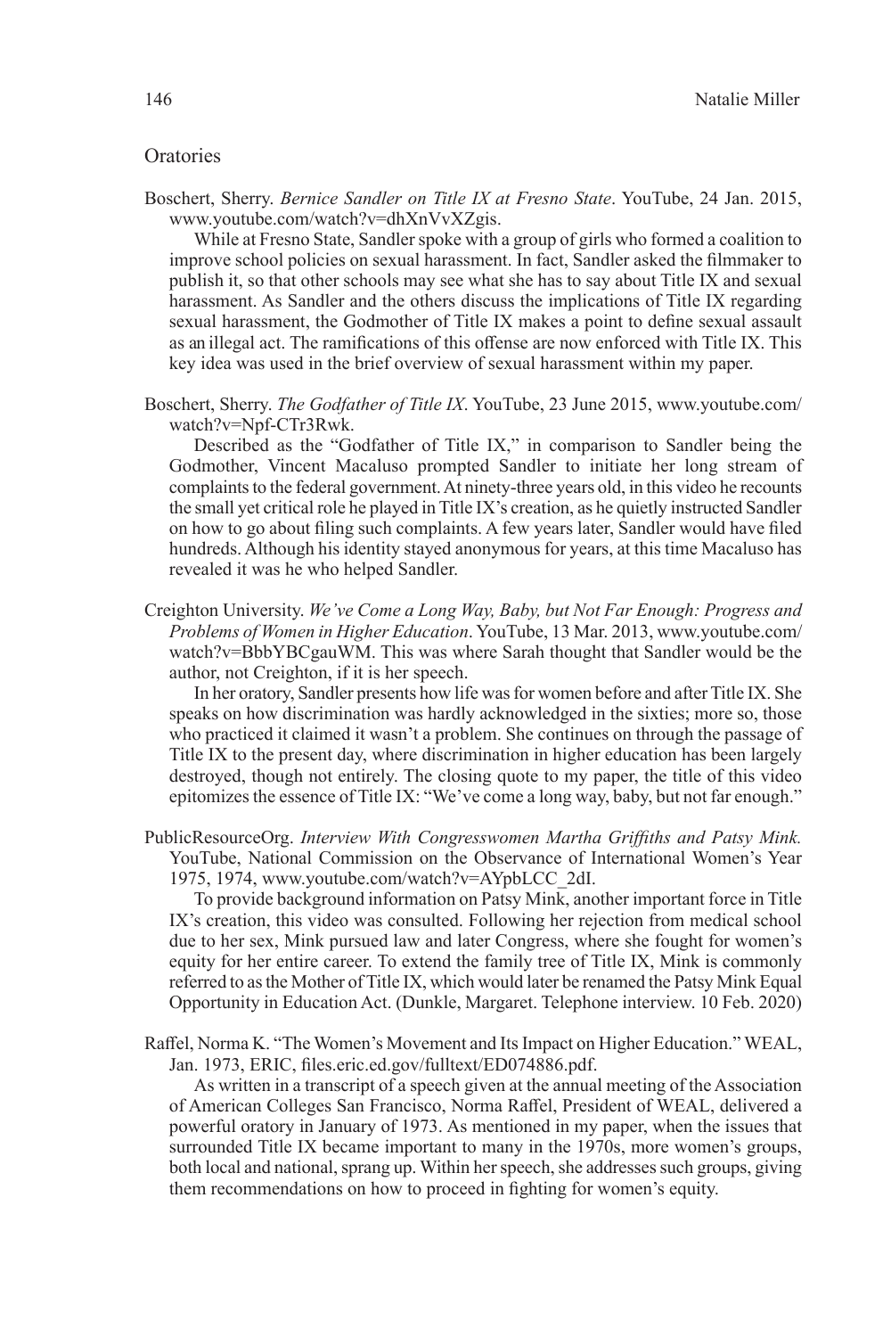## Oratories

Boschert, Sherry. *Bernice Sandler on Title IX at Fresno State*. YouTube, 24 Jan. 2015, www.youtube.com/watch?v=dhXnVvXZgis.

While at Fresno State, Sandler spoke with a group of girls who formed a coalition to improve school policies on sexual harassment. In fact, Sandler asked the filmmaker to publish it, so that other schools may see what she has to say about Title IX and sexual harassment. As Sandler and the others discuss the implications of Title IX regarding sexual harassment, the Godmother of Title IX makes a point to define sexual assault as an illegal act. The ramifications of this offense are now enforced with Title IX. This key idea was used in the brief overview of sexual harassment within my paper.

Boschert, Sherry. *The Godfather of Title IX*. YouTube, 23 June 2015, www.youtube.com/watch?v=Npf-CTr3Rwk.

Described as the "Godfather of Title IX," in comparison to Sandler being the Godmother, Vincent Macaluso prompted Sandler to initiate her long stream of complaints to the federal government. At ninety-three years old, in this video he recounts the small yet critical role he played in Title IX's creation, as he quietly instructed Sandler on how to go about filing such complaints. A few years later, Sandler would have filed hundreds. Although his identity stayed anonymous for years, at this time Macaluso has revealed it was he who helped Sandler.

Creighton University. *We've Come a Long Way, Baby, but Not Far Enough: Progress and Problems of Women in Higher Education*. YouTube, 13 Mar. 2013, www.youtube.com/watch?v=BbbYBCgauWM. This was where Sarah thought that Sandler would be the author, not Creighton, if it is her speech.

In her oratory, Sandler presents how life was for women before and after Title IX. She speaks on how discrimination was hardly acknowledged in the sixties; more so, those who practiced it claimed it wasn't a problem. She continues on through the passage of Title IX to the present day, where discrimination in higher education has been largely destroyed, though not entirely. The closing quote to my paper, the title of this video epitomizes the essence of Title IX: "We've come a long way, baby, but not far enough."

PublicResourceOrg. *Interview With Congresswomen Martha Griffiths and Patsy Mink.* YouTube, National Commission on the Observance of International Women's Year 1975, 1974, www.youtube.com/watch?v=AYpbLCC_2dI.

To provide background information on Patsy Mink, another important force in Title IX's creation, this video was consulted. Following her rejection from medical school due to her sex, Mink pursued law and later Congress, where she fought for women's equity for her entire career. To extend the family tree of Title IX, Mink is commonly referred to as the Mother of Title IX, which would later be renamed the Patsy Mink Equal Opportunity in Education Act. (Dunkle, Margaret. Telephone interview. 10 Feb. 2020)

Raffel, Norma K. "The Women's Movement and Its Impact on Higher Education." WEAL, Jan. 1973, ERIC, files.eric.ed.gov/fulltext/ED074886.pdf.

As written in a transcript of a speech given at the annual meeting of the Association of American Colleges San Francisco, Norma Raffel, President of WEAL, delivered a powerful oratory in January of 1973. As mentioned in my paper, when the issues that surrounded Title IX became important to many in the 1970s, more women's groups, both local and national, sprang up. Within her speech, she addresses such groups, giving them recommendations on how to proceed in fighting for women's equity.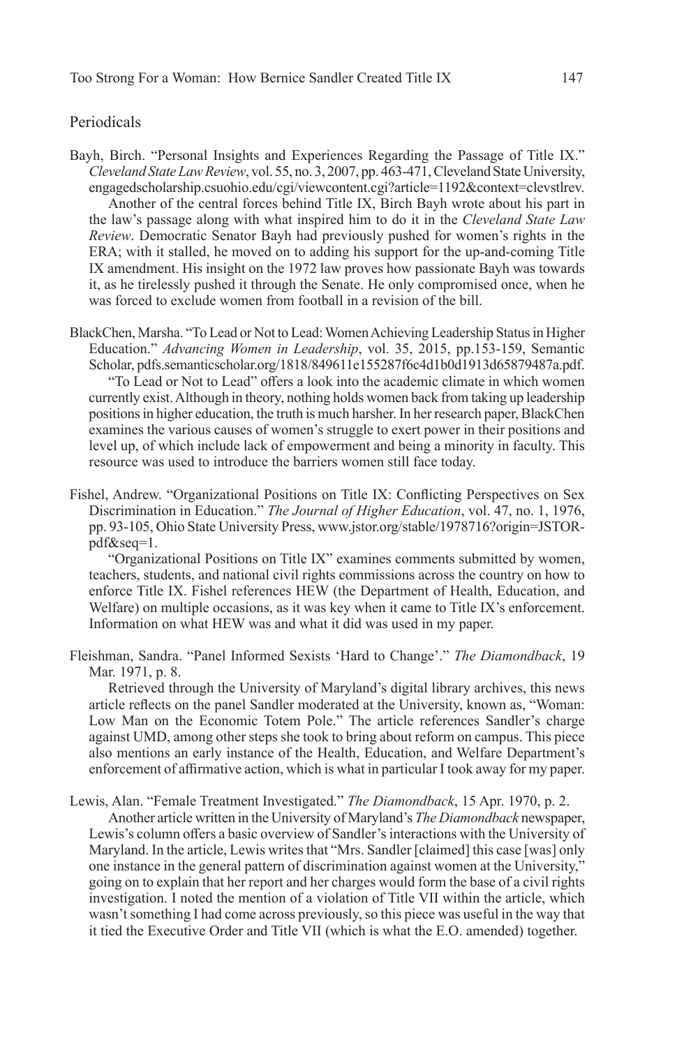## Periodicals

Bayh, Birch. "Personal Insights and Experiences Regarding the Passage of Title IX." *Cleveland State Law Review*, vol. 55, no. 3, 2007, pp. 463-471, Cleveland State University, engagedscholarship.csuohio.edu/cgi/viewcontent.cgi?article=1192&context=clevstlrev.

Another of the central forces behind Title IX, Birch Bayh wrote about his part in the law's passage along with what inspired him to do it in the *Cleveland State Law Review*. Democratic Senator Bayh had previously pushed for women's rights in the ERA; with it stalled, he moved on to adding his support for the up-and-coming Title IX amendment. His insight on the 1972 law proves how passionate Bayh was towards it, as he tirelessly pushed it through the Senate. He only compromised once, when he was forced to exclude women from football in a revision of the bill.

BlackChen, Marsha. "To Lead or Not to Lead: Women Achieving Leadership Status in Higher Education." *Advancing Women in Leadership*, vol. 35, 2015, pp.153-159, Semantic Scholar, pdfs.semanticscholar.org/1818/849611e155287f6c4d1b0d1913d65879487a.pdf.

"To Lead or Not to Lead" offers a look into the academic climate in which women currently exist. Although in theory, nothing holds women back from taking up leadership positions in higher education, the truth is much harsher. In her research paper, BlackChen examines the various causes of women's struggle to exert power in their positions and level up, of which include lack of empowerment and being a minority in faculty. This resource was used to introduce the barriers women still face today.

Fishel, Andrew. "Organizational Positions on Title IX: Conflicting Perspectives on Sex Discrimination in Education." *The Journal of Higher Education*, vol. 47, no. 1, 1976, pp. 93-105, Ohio State University Press, www.jstor.org/stable/1978716?origin=JSTOR-pdf&seq=1.

"Organizational Positions on Title IX" examines comments submitted by women, teachers, students, and national civil rights commissions across the country on how to enforce Title IX. Fishel references HEW (the Department of Health, Education, and Welfare) on multiple occasions, as it was key when it came to Title IX's enforcement. Information on what HEW was and what it did was used in my paper.

Fleishman, Sandra. "Panel Informed Sexists 'Hard to Change'." *The Diamondback*, 19 Mar. 1971, p. 8.

Retrieved through the University of Maryland's digital library archives, this news article reflects on the panel Sandler moderated at the University, known as, "Woman: Low Man on the Economic Totem Pole." The article references Sandler's charge against UMD, among other steps she took to bring about reform on campus. This piece also mentions an early instance of the Health, Education, and Welfare Department's enforcement of affirmative action, which is what in particular I took away for my paper.

Lewis, Alan. "Female Treatment Investigated." *The Diamondback*, 15 Apr. 1970, p. 2.

Another article written in the University of Maryland's *The Diamondback* newspaper, Lewis's column offers a basic overview of Sandler's interactions with the University of Maryland. In the article, Lewis writes that "Mrs. Sandler [claimed] this case [was] only one instance in the general pattern of discrimination against women at the University," going on to explain that her report and her charges would form the base of a civil rights investigation. I noted the mention of a violation of Title VII within the article, which wasn't something I had come across previously, so this piece was useful in the way that it tied the Executive Order and Title VII (which is what the E.O. amended) together.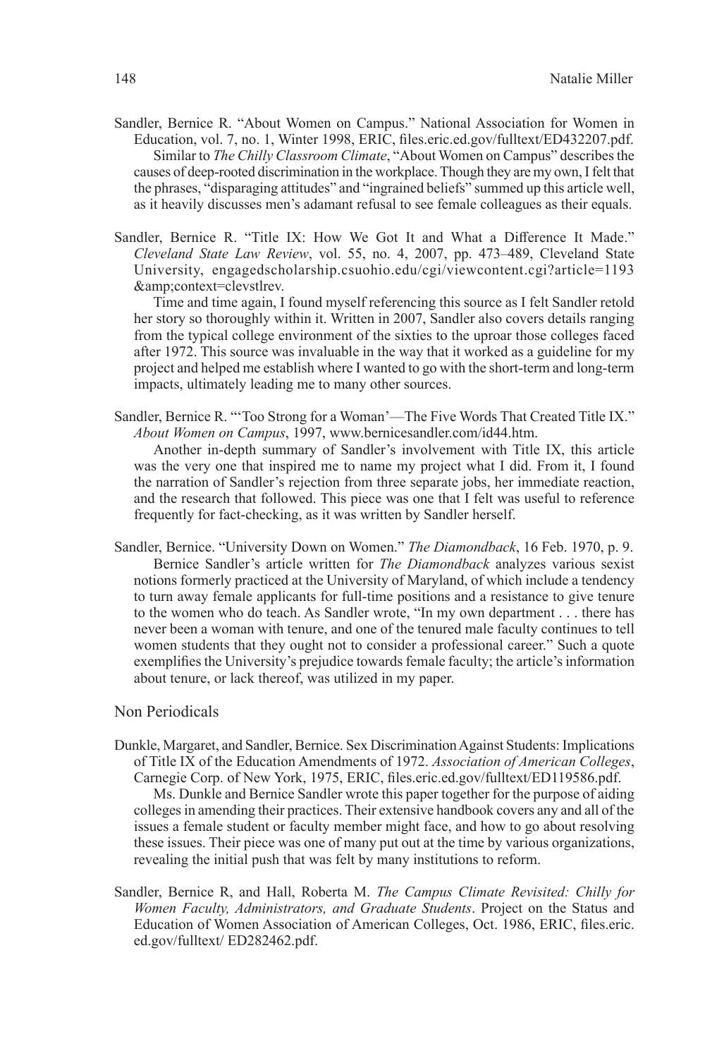Sandler, Bernice R. "About Women on Campus." National Association for Women in Education, vol. 7, no. 1, Winter 1998, ERIC, files.eric.ed.gov/fulltext/ED432207.pdf.

Similar to *The Chilly Classroom Climate*, "About Women on Campus" describes the causes of deep-rooted discrimination in the workplace. Though they are my own, I felt that the phrases, "disparaging attitudes" and "ingrained beliefs" summed up this article well, as it heavily discusses men's adamant refusal to see female colleagues as their equals.

Sandler, Bernice R. "Title IX: How We Got It and What a Difference It Made." *Cleveland State Law Review*, vol. 55, no. 4, 2007, pp. 473–489, Cleveland State University, engagedscholarship.csuohio.edu/cgi/viewcontent.cgi?article=1193 &amp;context=clevstlrev.

Time and time again, I found myself referencing this source as I felt Sandler retold her story so thoroughly within it. Written in 2007, Sandler also covers details ranging from the typical college environment of the sixties to the uproar those colleges faced after 1972. This source was invaluable in the way that it worked as a guideline for my project and helped me establish where I wanted to go with the short-term and long-term impacts, ultimately leading me to many other sources.

Sandler, Bernice R. "'Too Strong for a Woman'—The Five Words That Created Title IX." *About Women on Campus*, 1997, www.bernicesandler.com/id44.htm.

Another in-depth summary of Sandler's involvement with Title IX, this article was the very one that inspired me to name my project what I did. From it, I found the narration of Sandler's rejection from three separate jobs, her immediate reaction, and the research that followed. This piece was one that I felt was useful to reference frequently for fact-checking, as it was written by Sandler herself.

Sandler, Bernice. "University Down on Women." *The Diamondback*, 16 Feb. 1970, p. 9.

Bernice Sandler's article written for *The Diamondback* analyzes various sexist notions formerly practiced at the University of Maryland, of which include a tendency to turn away female applicants for full-time positions and a resistance to give tenure to the women who do teach. As Sandler wrote, "In my own department . . . there has never been a woman with tenure, and one of the tenured male faculty continues to tell women students that they ought not to consider a professional career." Such a quote exemplifies the University's prejudice towards female faculty; the article's information about tenure, or lack thereof, was utilized in my paper.

## Non Periodicals

Dunkle, Margaret, and Sandler, Bernice. Sex Discrimination Against Students: Implications of Title IX of the Education Amendments of 1972. *Association of American Colleges*, Carnegie Corp. of New York, 1975, ERIC, files.eric.ed.gov/fulltext/ED119586.pdf.

Ms. Dunkle and Bernice Sandler wrote this paper together for the purpose of aiding colleges in amending their practices. Their extensive handbook covers any and all of the issues a female student or faculty member might face, and how to go about resolving these issues. Their piece was one of many put out at the time by various organizations, revealing the initial push that was felt by many institutions to reform.

Sandler, Bernice R, and Hall, Roberta M. *The Campus Climate Revisited: Chilly for Women Faculty, Administrators, and Graduate Students*. Project on the Status and Education of Women Association of American Colleges, Oct. 1986, ERIC, files.eric.ed.gov/fulltext/ ED282462.pdf.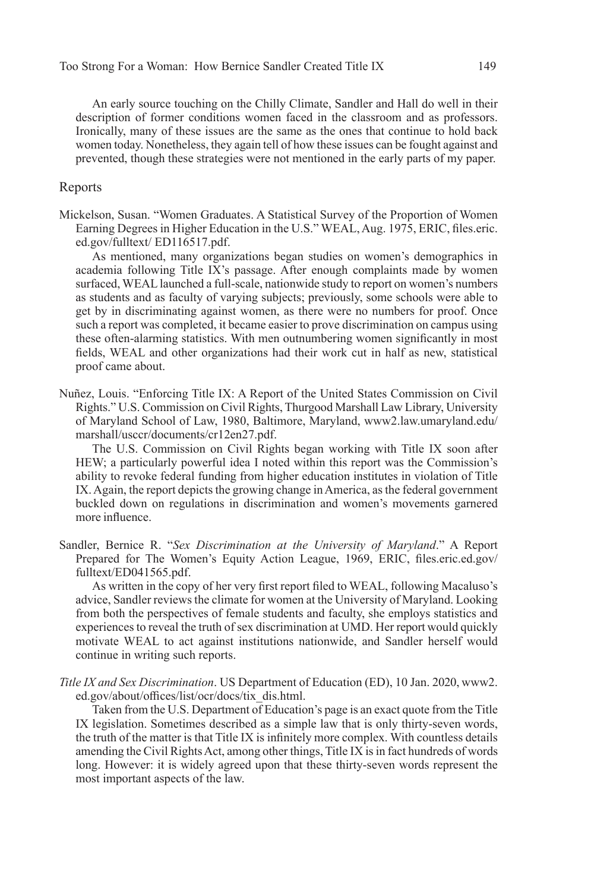An early source touching on the Chilly Climate, Sandler and Hall do well in their description of former conditions women faced in the classroom and as professors. Ironically, many of these issues are the same as the ones that continue to hold back women today. Nonetheless, they again tell of how these issues can be fought against and prevented, though these strategies were not mentioned in the early parts of my paper.

## Reports

Mickelson, Susan. "Women Graduates. A Statistical Survey of the Proportion of Women Earning Degrees in Higher Education in the U.S." WEAL, Aug. 1975, ERIC, files.eric.ed.gov/fulltext/ ED116517.pdf.

As mentioned, many organizations began studies on women's demographics in academia following Title IX's passage. After enough complaints made by women surfaced, WEAL launched a full-scale, nationwide study to report on women's numbers as students and as faculty of varying subjects; previously, some schools were able to get by in discriminating against women, as there were no numbers for proof. Once such a report was completed, it became easier to prove discrimination on campus using these often-alarming statistics. With men outnumbering women significantly in most fields, WEAL and other organizations had their work cut in half as new, statistical proof came about.

Nuñez, Louis. "Enforcing Title IX: A Report of the United States Commission on Civil Rights." U.S. Commission on Civil Rights, Thurgood Marshall Law Library, University of Maryland School of Law, 1980, Baltimore, Maryland, www2.law.umaryland.edu/marshall/usccr/documents/cr12en27.pdf.

The U.S. Commission on Civil Rights began working with Title IX soon after HEW; a particularly powerful idea I noted within this report was the Commission's ability to revoke federal funding from higher education institutes in violation of Title IX. Again, the report depicts the growing change in America, as the federal government buckled down on regulations in discrimination and women's movements garnered more influence.

Sandler, Bernice R. "*Sex Discrimination at the University of Maryland*." A Report Prepared for The Women's Equity Action League, 1969, ERIC, files.eric.ed.gov/fulltext/ED041565.pdf.

As written in the copy of her very first report filed to WEAL, following Macaluso's advice, Sandler reviews the climate for women at the University of Maryland. Looking from both the perspectives of female students and faculty, she employs statistics and experiences to reveal the truth of sex discrimination at UMD. Her report would quickly motivate WEAL to act against institutions nationwide, and Sandler herself would continue in writing such reports.

*Title IX and Sex Discrimination*. US Department of Education (ED), 10 Jan. 2020, www2.ed.gov/about/offices/list/ocr/docs/tix_dis.html.

Taken from the U.S. Department of Education's page is an exact quote from the Title IX legislation. Sometimes described as a simple law that is only thirty-seven words, the truth of the matter is that Title IX is infinitely more complex. With countless details amending the Civil Rights Act, among other things, Title IX is in fact hundreds of words long. However: it is widely agreed upon that these thirty-seven words represent the most important aspects of the law.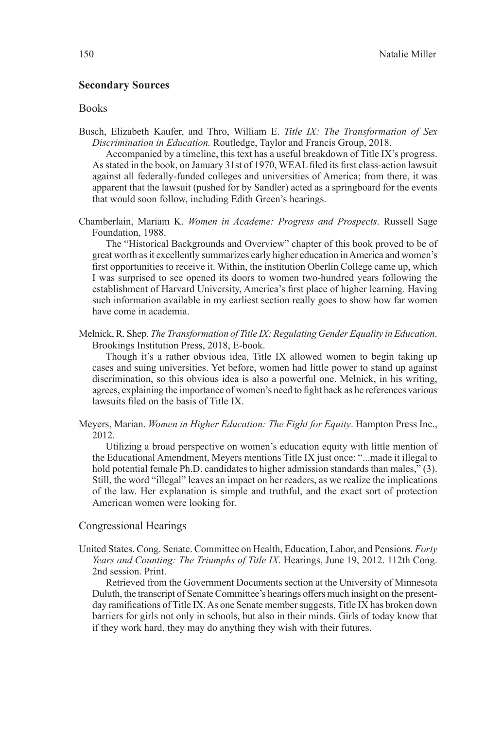### Secondary Sources

#### Books

Busch, Elizabeth Kaufer, and Thro, William E. *Title IX: The Transformation of Sex Discrimination in Education.* Routledge, Taylor and Francis Group, 2018.

Accompanied by a timeline, this text has a useful breakdown of Title IX's progress. As stated in the book, on January 31st of 1970, WEAL filed its first class-action lawsuit against all federally-funded colleges and universities of America; from there, it was apparent that the lawsuit (pushed for by Sandler) acted as a springboard for the events that would soon follow, including Edith Green's hearings.

Chamberlain, Mariam K. *Women in Academe: Progress and Prospects*. Russell Sage Foundation, 1988.

The "Historical Backgrounds and Overview" chapter of this book proved to be of great worth as it excellently summarizes early higher education in America and women's first opportunities to receive it. Within, the institution Oberlin College came up, which I was surprised to see opened its doors to women two-hundred years following the establishment of Harvard University, America's first place of higher learning. Having such information available in my earliest section really goes to show how far women have come in academia.

Melnick, R. Shep. *The Transformation of Title IX: Regulating Gender Equality in Education*. Brookings Institution Press, 2018, E-book.

Though it's a rather obvious idea, Title IX allowed women to begin taking up cases and suing universities. Yet before, women had little power to stand up against discrimination, so this obvious idea is also a powerful one. Melnick, in his writing, agrees, explaining the importance of women's need to fight back as he references various lawsuits filed on the basis of Title IX.

Meyers, Marian. *Women in Higher Education: The Fight for Equity*. Hampton Press Inc., 2012.

Utilizing a broad perspective on women's education equity with little mention of the Educational Amendment, Meyers mentions Title IX just once: "...made it illegal to hold potential female Ph.D. candidates to higher admission standards than males," (3). Still, the word "illegal" leaves an impact on her readers, as we realize the implications of the law. Her explanation is simple and truthful, and the exact sort of protection American women were looking for.

#### Congressional Hearings

United States. Cong. Senate. Committee on Health, Education, Labor, and Pensions. *Forty Years and Counting: The Triumphs of Title IX*. Hearings, June 19, 2012. 112th Cong. 2nd session. Print.

Retrieved from the Government Documents section at the University of Minnesota Duluth, the transcript of Senate Committee's hearings offers much insight on the present-day ramifications of Title IX. As one Senate member suggests, Title IX has broken down barriers for girls not only in schools, but also in their minds. Girls of today know that if they work hard, they may do anything they wish with their futures.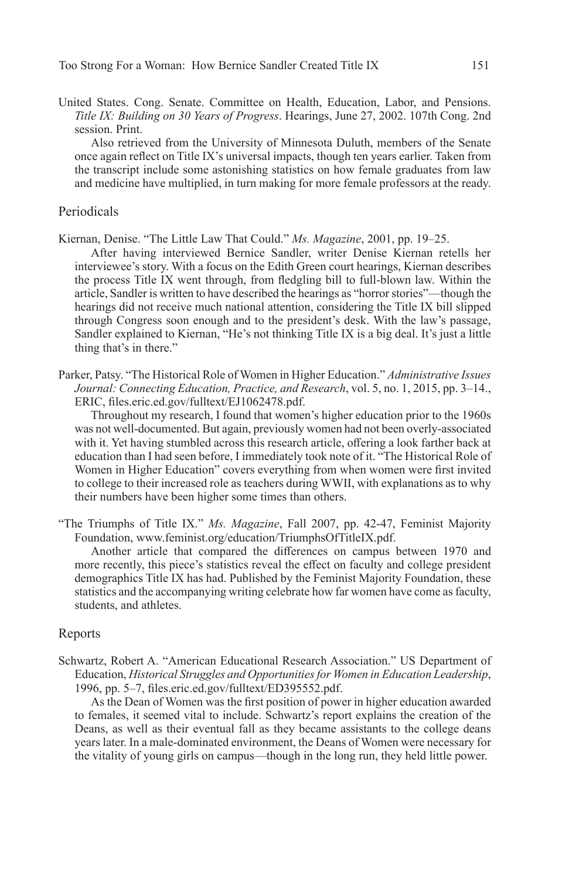United States. Cong. Senate. Committee on Health, Education, Labor, and Pensions. *Title IX: Building on 30 Years of Progress*. Hearings, June 27, 2002. 107th Cong. 2nd session. Print.

Also retrieved from the University of Minnesota Duluth, members of the Senate once again reflect on Title IX's universal impacts, though ten years earlier. Taken from the transcript include some astonishing statistics on how female graduates from law and medicine have multiplied, in turn making for more female professors at the ready.

## Periodicals

Kiernan, Denise. "The Little Law That Could." *Ms. Magazine*, 2001, pp. 19–25.

After having interviewed Bernice Sandler, writer Denise Kiernan retells her interviewee's story. With a focus on the Edith Green court hearings, Kiernan describes the process Title IX went through, from fledgling bill to full-blown law. Within the article, Sandler is written to have described the hearings as "horror stories"—though the hearings did not receive much national attention, considering the Title IX bill slipped through Congress soon enough and to the president's desk. With the law's passage, Sandler explained to Kiernan, "He's not thinking Title IX is a big deal. It's just a little thing that's in there."

Parker, Patsy. "The Historical Role of Women in Higher Education." *Administrative Issues Journal: Connecting Education, Practice, and Research*, vol. 5, no. 1, 2015, pp. 3–14., ERIC, files.eric.ed.gov/fulltext/EJ1062478.pdf.

Throughout my research, I found that women's higher education prior to the 1960s was not well-documented. But again, previously women had not been overly-associated with it. Yet having stumbled across this research article, offering a look farther back at education than I had seen before, I immediately took note of it. "The Historical Role of Women in Higher Education" covers everything from when women were first invited to college to their increased role as teachers during WWII, with explanations as to why their numbers have been higher some times than others.

"The Triumphs of Title IX." *Ms. Magazine*, Fall 2007, pp. 42-47, Feminist Majority Foundation, www.feminist.org/education/TriumphsOfTitleIX.pdf.

Another article that compared the differences on campus between 1970 and more recently, this piece's statistics reveal the effect on faculty and college president demographics Title IX has had. Published by the Feminist Majority Foundation, these statistics and the accompanying writing celebrate how far women have come as faculty, students, and athletes.

## Reports

Schwartz, Robert A. "American Educational Research Association." US Department of Education, *Historical Struggles and Opportunities for Women in Education Leadership*, 1996, pp. 5–7, files.eric.ed.gov/fulltext/ED395552.pdf.

As the Dean of Women was the first position of power in higher education awarded to females, it seemed vital to include. Schwartz's report explains the creation of the Deans, as well as their eventual fall as they became assistants to the college deans years later. In a male-dominated environment, the Deans of Women were necessary for the vitality of young girls on campus—though in the long run, they held little power.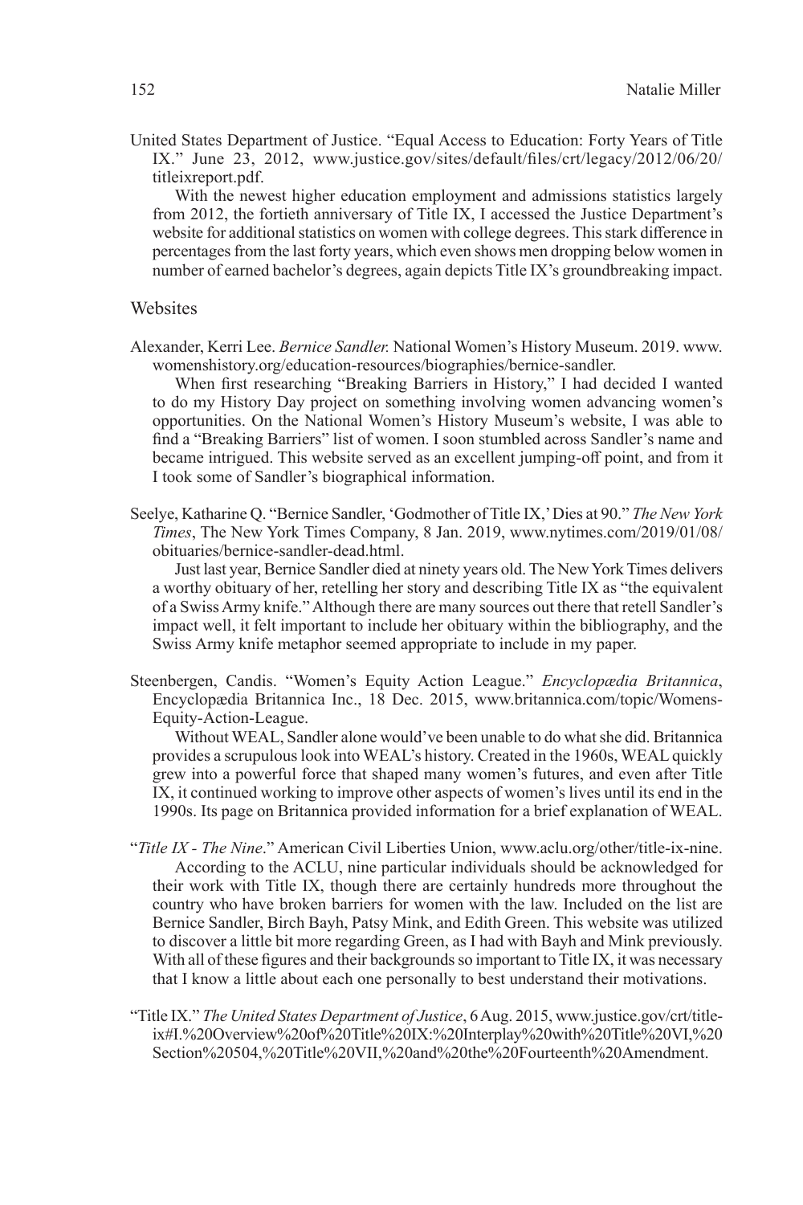United States Department of Justice. "Equal Access to Education: Forty Years of Title IX." June 23, 2012, www.justice.gov/sites/default/files/crt/legacy/2012/06/20/titleixreport.pdf.

With the newest higher education employment and admissions statistics largely from 2012, the fortieth anniversary of Title IX, I accessed the Justice Department's website for additional statistics on women with college degrees. This stark difference in percentages from the last forty years, which even shows men dropping below women in number of earned bachelor's degrees, again depicts Title IX's groundbreaking impact.

## Websites

Alexander, Kerri Lee. *Bernice Sandler.* National Women's History Museum. 2019. www.womenshistory.org/education-resources/biographies/bernice-sandler.

When first researching "Breaking Barriers in History," I had decided I wanted to do my History Day project on something involving women advancing women's opportunities. On the National Women's History Museum's website, I was able to find a "Breaking Barriers" list of women. I soon stumbled across Sandler's name and became intrigued. This website served as an excellent jumping-off point, and from it I took some of Sandler's biographical information.

Seelye, Katharine Q. "Bernice Sandler, 'Godmother of Title IX,' Dies at 90." *The New York Times*, The New York Times Company, 8 Jan. 2019, www.nytimes.com/2019/01/08/obituaries/bernice-sandler-dead.html.

Just last year, Bernice Sandler died at ninety years old. The New York Times delivers a worthy obituary of her, retelling her story and describing Title IX as "the equivalent of a Swiss Army knife." Although there are many sources out there that retell Sandler's impact well, it felt important to include her obituary within the bibliography, and the Swiss Army knife metaphor seemed appropriate to include in my paper.

Steenbergen, Candis. "Women's Equity Action League." *Encyclopædia Britannica*, Encyclopædia Britannica Inc., 18 Dec. 2015, www.britannica.com/topic/Womens-Equity-Action-League.

Without WEAL, Sandler alone would've been unable to do what she did. Britannica provides a scrupulous look into WEAL's history. Created in the 1960s, WEAL quickly grew into a powerful force that shaped many women's futures, and even after Title IX, it continued working to improve other aspects of women's lives until its end in the 1990s. Its page on Britannica provided information for a brief explanation of WEAL.

"*Title IX - The Nine*." American Civil Liberties Union, www.aclu.org/other/title-ix-nine.

According to the ACLU, nine particular individuals should be acknowledged for their work with Title IX, though there are certainly hundreds more throughout the country who have broken barriers for women with the law. Included on the list are Bernice Sandler, Birch Bayh, Patsy Mink, and Edith Green. This website was utilized to discover a little bit more regarding Green, as I had with Bayh and Mink previously. With all of these figures and their backgrounds so important to Title IX, it was necessary that I know a little about each one personally to best understand their motivations.

"Title IX." *The United States Department of Justice*, 6 Aug. 2015, www.justice.gov/crt/title-ix#I.%20Overview%20of%20Title%20IX:%20Interplay%20with%20Title%20VI,%20Section%20504,%20Title%20VII,%20and%20the%20Fourteenth%20Amendment.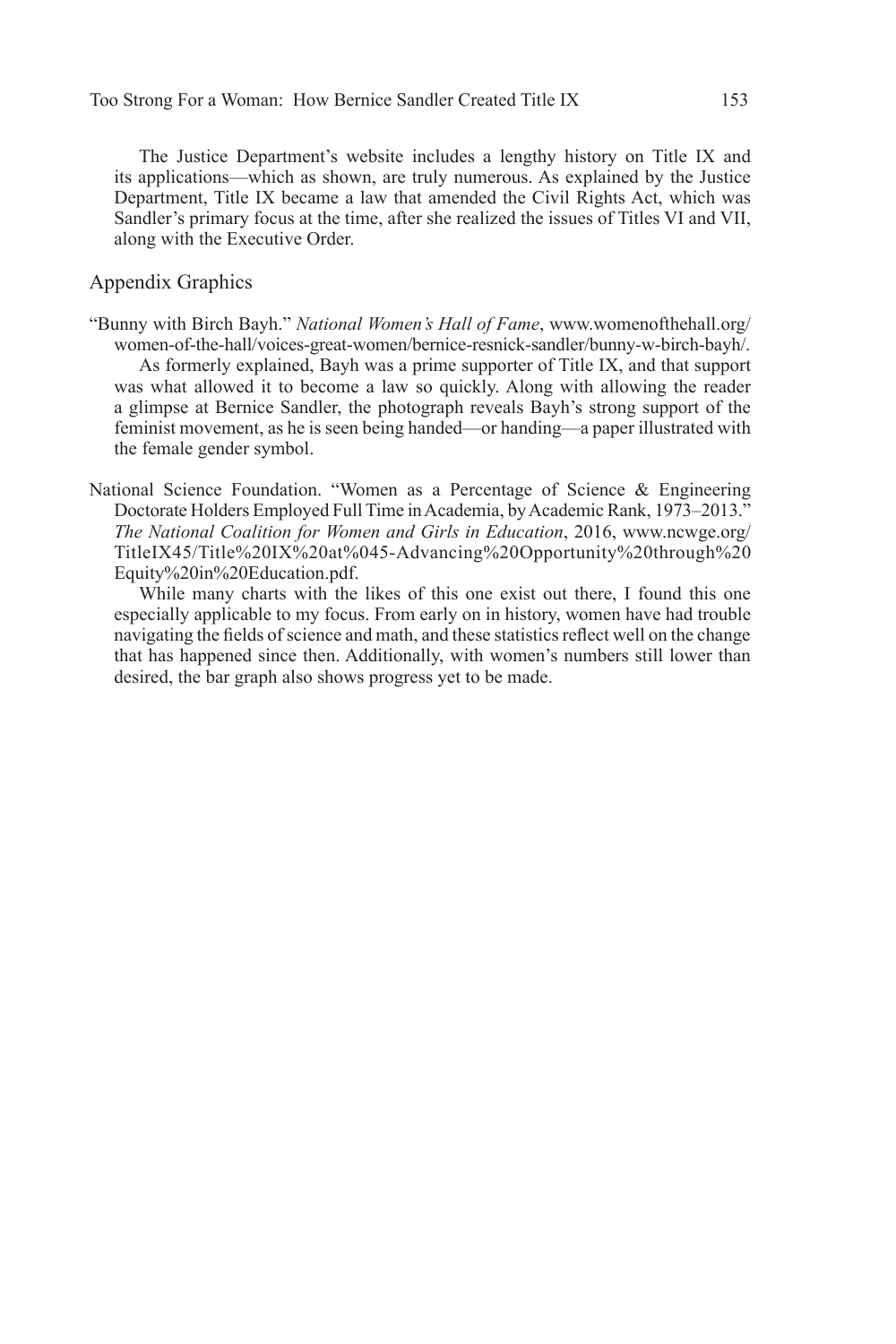The Justice Department's website includes a lengthy history on Title IX and its applications—which as shown, are truly numerous. As explained by the Justice Department, Title IX became a law that amended the Civil Rights Act, which was Sandler's primary focus at the time, after she realized the issues of Titles VI and VII, along with the Executive Order.

## Appendix Graphics

"Bunny with Birch Bayh." *National Women's Hall of Fame*, www.womenofthehall.org/women-of-the-hall/voices-great-women/bernice-resnick-sandler/bunny-w-birch-bayh/.

As formerly explained, Bayh was a prime supporter of Title IX, and that support was what allowed it to become a law so quickly. Along with allowing the reader a glimpse at Bernice Sandler, the photograph reveals Bayh's strong support of the feminist movement, as he is seen being handed—or handing—a paper illustrated with the female gender symbol.

National Science Foundation. "Women as a Percentage of Science & Engineering Doctorate Holders Employed Full Time in Academia, by Academic Rank, 1973–2013." *The National Coalition for Women and Girls in Education*, 2016, www.ncwge.org/TitleIX45/Title%20IX%20at%045-Advancing%20Opportunity%20through%20Equity%20in%20Education.pdf.

While many charts with the likes of this one exist out there, I found this one especially applicable to my focus. From early on in history, women have had trouble navigating the fields of science and math, and these statistics reflect well on the change that has happened since then. Additionally, with women's numbers still lower than desired, the bar graph also shows progress yet to be made.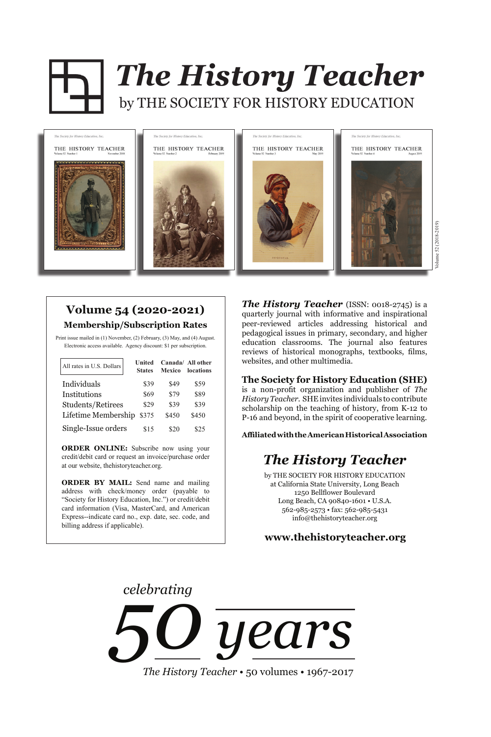# *The History Teacher*

by THE SOCIETY FOR HISTORY EDUCATION

## Volume 54 (2020-2021)

### Membership/Subscription Rates

Print issue mailed in (1) November, (2) February, (3) May, and (4) August.
Electronic access available. Agency discount: $1 per subscription.

| All rates in U.S. Dollars | United States | Canada/ Mexico | All other locations |
|---|---|---|---|
| Individuals | $39 | $49 | $59 |
| Institutions | $69 | $79 | $89 |
| Students/Retirees | $29 | $39 | $39 |
| Lifetime Membership | $375 | $450 | $450 |
| Single-Issue orders | $15 | $20 | $25 |

**ORDER ONLINE:** Subscribe now using your credit/debit card or request an invoice/purchase order at our website, thehistoryteacher.org.

**ORDER BY MAIL:** Send name and mailing address with check/money order (payable to "Society for History Education, Inc.") or credit/debit card information (Visa, MasterCard, and American Express--indicate card no., exp. date, sec. code, and billing address if applicable).

***The History Teacher*** (ISSN: 0018-2745) is a quarterly journal with informative and inspirational peer-reviewed articles addressing historical and pedagogical issues in primary, secondary, and higher education classrooms. The journal also features reviews of historical monographs, textbooks, films, websites, and other multimedia.

**The Society for History Education (SHE)** is a non-profit organization and publisher of *The History Teacher*. SHE invites individuals to contribute scholarship on the teaching of history, from K-12 to P-16 and beyond, in the spirit of cooperative learning.

**Affiliated with the American Historical Association**

## *The History Teacher*

by THE SOCIETY FOR HISTORY EDUCATION
at California State University, Long Beach
1250 Bellflower Boulevard
Long Beach, CA 90840-1601 • U.S.A.
562-985-2573 • fax: 562-985-5431
info@thehistoryteacher.org

**www.thehistoryteacher.org**

*celebrating*
50 *years*
*The History Teacher* • 50 volumes • 1967-2017